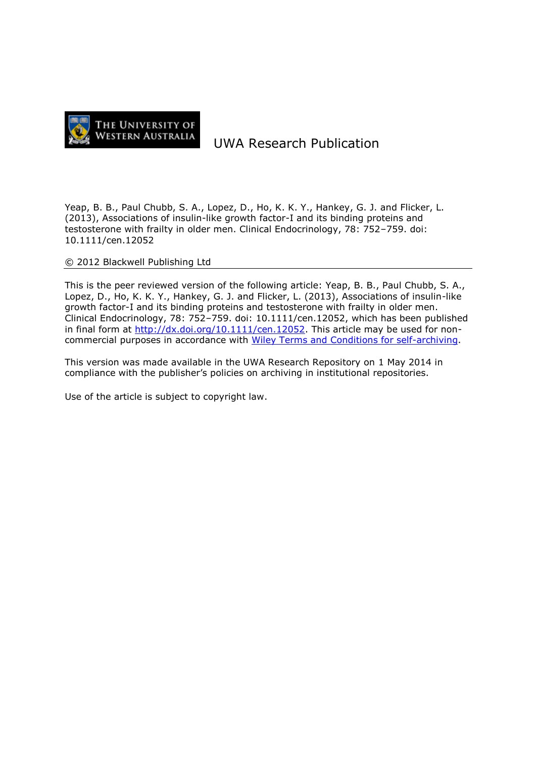THE UNIVERSITY OF WESTERN AUSTRALIA

UWA Research Publication

Yeap, B. B., Paul Chubb, S. A., Lopez, D., Ho, K. K. Y., Hankey, G. J. and Flicker, L. (2013), Associations of insulin-like growth factor-I and its binding proteins and testosterone with frailty in older men. Clinical Endocrinology, 78: 752–759. doi: 10.1111/cen.12052

© 2012 Blackwell Publishing Ltd

---

This is the peer reviewed version of the following article: Yeap, B. B., Paul Chubb, S. A., Lopez, D., Ho, K. K. Y., Hankey, G. J. and Flicker, L. (2013), Associations of insulin-like growth factor-I and its binding proteins and testosterone with frailty in older men. Clinical Endocrinology, 78: 752–759. doi: 10.1111/cen.12052, which has been published in final form at [http://dx.doi.org/10.1111/cen.12052](http://dx.doi.org/10.1111/cen.12052). This article may be used for non-commercial purposes in accordance with Wiley Terms and Conditions for self-archiving.

This version was made available in the UWA Research Repository on 1 May 2014 in compliance with the publisher's policies on archiving in institutional repositories.

Use of the article is subject to copyright law.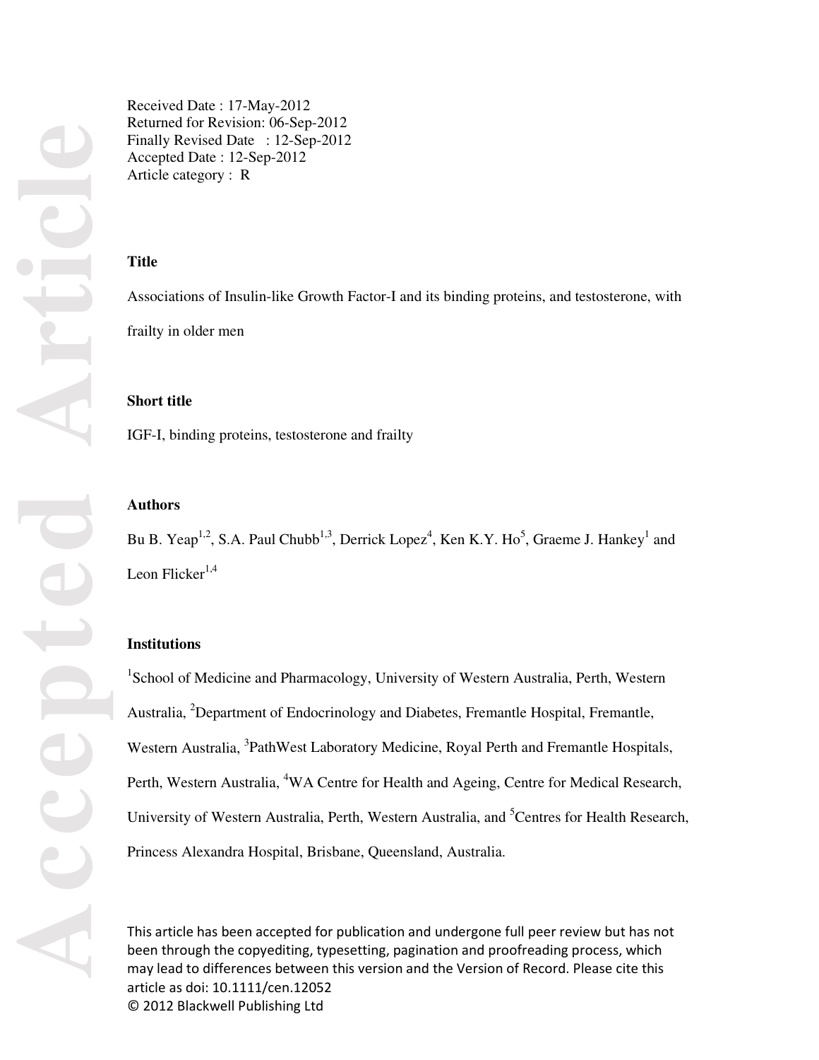Received Date : 17-May-2012
Returned for Revision: 06-Sep-2012
Finally Revised Date : 12-Sep-2012
Accepted Date : 12-Sep-2012
Article category : R

**Title**

Associations of Insulin-like Growth Factor-I and its binding proteins, and testosterone, with frailty in older men

**Short title**

IGF-I, binding proteins, testosterone and frailty

**Authors**

Bu B. Yeap[1,2], S.A. Paul Chubb[1,3], Derrick Lopez[4], Ken K.Y. Ho[5], Graeme J. Hankey[1] and Leon Flicker[1,4]

**Institutions**

[1]School of Medicine and Pharmacology, University of Western Australia, Perth, Western Australia, [2]Department of Endocrinology and Diabetes, Fremantle Hospital, Fremantle, Western Australia, [3]PathWest Laboratory Medicine, Royal Perth and Fremantle Hospitals, Perth, Western Australia, [4]WA Centre for Health and Ageing, Centre for Medical Research, University of Western Australia, Perth, Western Australia, and [5]Centres for Health Research, Princess Alexandra Hospital, Brisbane, Queensland, Australia.

This article has been accepted for publication and undergone full peer review but has not been through the copyediting, typesetting, pagination and proofreading process, which may lead to differences between this version and the Version of Record. Please cite this article as doi: 10.1111/cen.12052
© 2012 Blackwell Publishing Ltd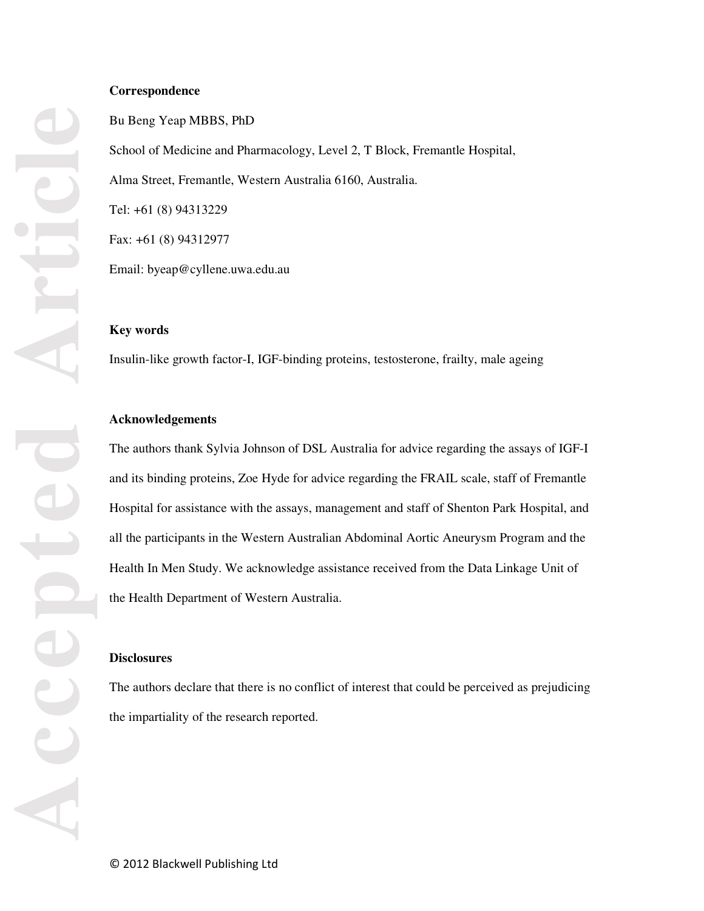**Correspondence**

Bu Beng Yeap MBBS, PhD

School of Medicine and Pharmacology, Level 2, T Block, Fremantle Hospital,

Alma Street, Fremantle, Western Australia 6160, Australia.

Tel: +61 (8) 94313229

Fax: +61 (8) 94312977

Email: byeap@cyllene.uwa.edu.au

**Key words**

Insulin-like growth factor-I, IGF-binding proteins, testosterone, frailty, male ageing

**Acknowledgements**

The authors thank Sylvia Johnson of DSL Australia for advice regarding the assays of IGF-I and its binding proteins, Zoe Hyde for advice regarding the FRAIL scale, staff of Fremantle Hospital for assistance with the assays, management and staff of Shenton Park Hospital, and all the participants in the Western Australian Abdominal Aortic Aneurysm Program and the Health In Men Study. We acknowledge assistance received from the Data Linkage Unit of the Health Department of Western Australia.

**Disclosures**

The authors declare that there is no conflict of interest that could be perceived as prejudicing the impartiality of the research reported.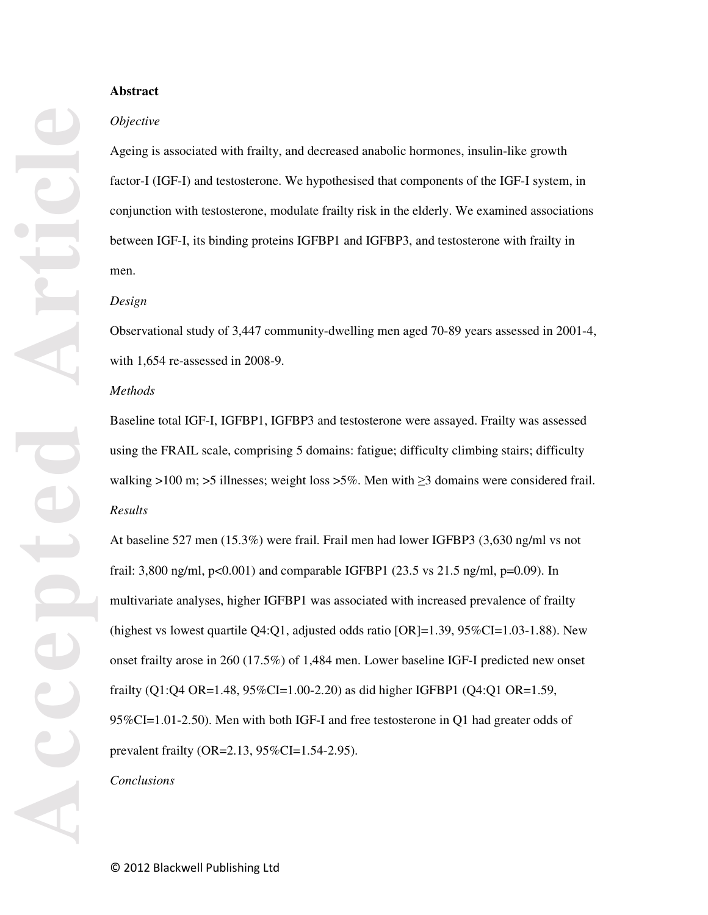**Abstract**

*Objective*

Ageing is associated with frailty, and decreased anabolic hormones, insulin-like growth factor-I (IGF-I) and testosterone. We hypothesised that components of the IGF-I system, in conjunction with testosterone, modulate frailty risk in the elderly. We examined associations between IGF-I, its binding proteins IGFBP1 and IGFBP3, and testosterone with frailty in men.

*Design*

Observational study of 3,447 community-dwelling men aged 70-89 years assessed in 2001-4, with 1,654 re-assessed in 2008-9.

*Methods*

Baseline total IGF-I, IGFBP1, IGFBP3 and testosterone were assayed. Frailty was assessed using the FRAIL scale, comprising 5 domains: fatigue; difficulty climbing stairs; difficulty walking >100 m; >5 illnesses; weight loss >5%. Men with ≥3 domains were considered frail.

*Results*

At baseline 527 men (15.3%) were frail. Frail men had lower IGFBP3 (3,630 ng/ml vs not frail: 3,800 ng/ml, $p<0.001$) and comparable IGFBP1 (23.5 vs 21.5 ng/ml, $p=0.09$). In multivariate analyses, higher IGFBP1 was associated with increased prevalence of frailty (highest vs lowest quartile Q4:Q1, adjusted odds ratio [OR]=1.39, 95%CI=1.03-1.88). New onset frailty arose in 260 (17.5%) of 1,484 men. Lower baseline IGF-I predicted new onset frailty (Q1:Q4 OR=1.48, 95%CI=1.00-2.20) as did higher IGFBP1 (Q4:Q1 OR=1.59, 95%CI=1.01-2.50). Men with both IGF-I and free testosterone in Q1 had greater odds of prevalent frailty (OR=2.13, 95%CI=1.54-2.95).

*Conclusions*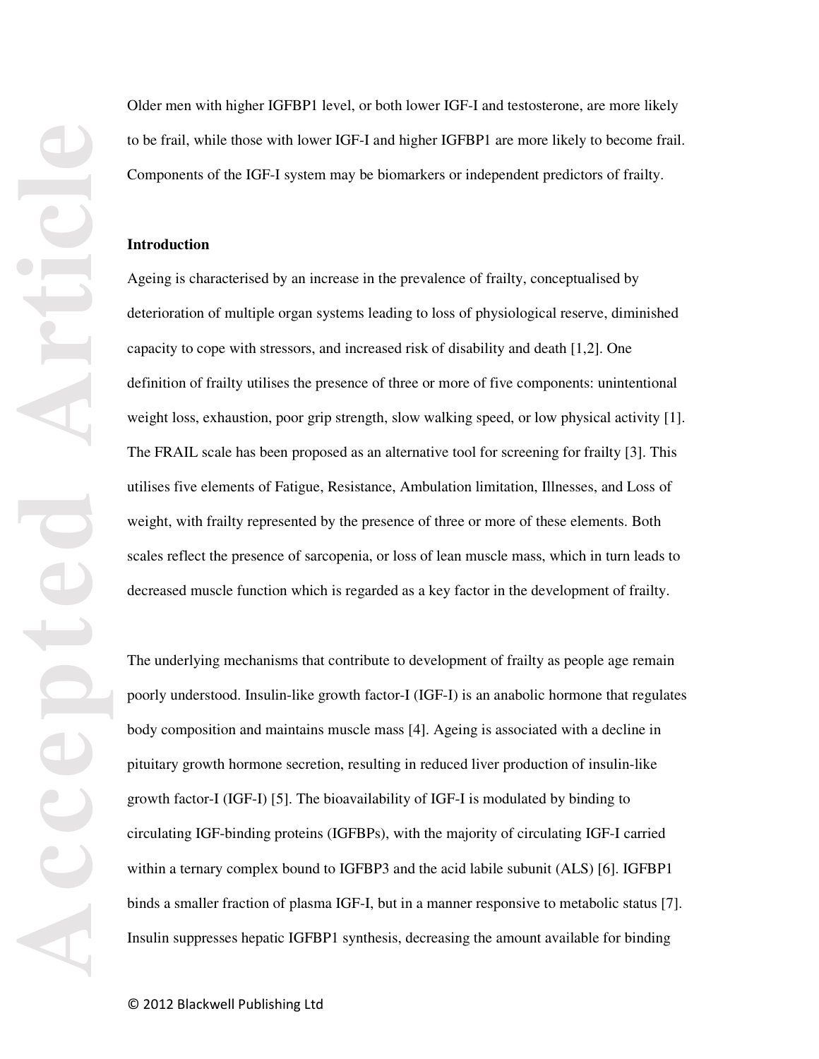Older men with higher IGFBP1 level, or both lower IGF-I and testosterone, are more likely to be frail, while those with lower IGF-I and higher IGFBP1 are more likely to become frail. Components of the IGF-I system may be biomarkers or independent predictors of frailty.

## Introduction

Ageing is characterised by an increase in the prevalence of frailty, conceptualised by deterioration of multiple organ systems leading to loss of physiological reserve, diminished capacity to cope with stressors, and increased risk of disability and death [1,2]. One definition of frailty utilises the presence of three or more of five components: unintentional weight loss, exhaustion, poor grip strength, slow walking speed, or low physical activity [1]. The FRAIL scale has been proposed as an alternative tool for screening for frailty [3]. This utilises five elements of Fatigue, Resistance, Ambulation limitation, Illnesses, and Loss of weight, with frailty represented by the presence of three or more of these elements. Both scales reflect the presence of sarcopenia, or loss of lean muscle mass, which in turn leads to decreased muscle function which is regarded as a key factor in the development of frailty.

The underlying mechanisms that contribute to development of frailty as people age remain poorly understood. Insulin-like growth factor-I (IGF-I) is an anabolic hormone that regulates body composition and maintains muscle mass [4]. Ageing is associated with a decline in pituitary growth hormone secretion, resulting in reduced liver production of insulin-like growth factor-I (IGF-I) [5]. The bioavailability of IGF-I is modulated by binding to circulating IGF-binding proteins (IGFBPs), with the majority of circulating IGF-I carried within a ternary complex bound to IGFBP3 and the acid labile subunit (ALS) [6]. IGFBP1 binds a smaller fraction of plasma IGF-I, but in a manner responsive to metabolic status [7]. Insulin suppresses hepatic IGFBP1 synthesis, decreasing the amount available for binding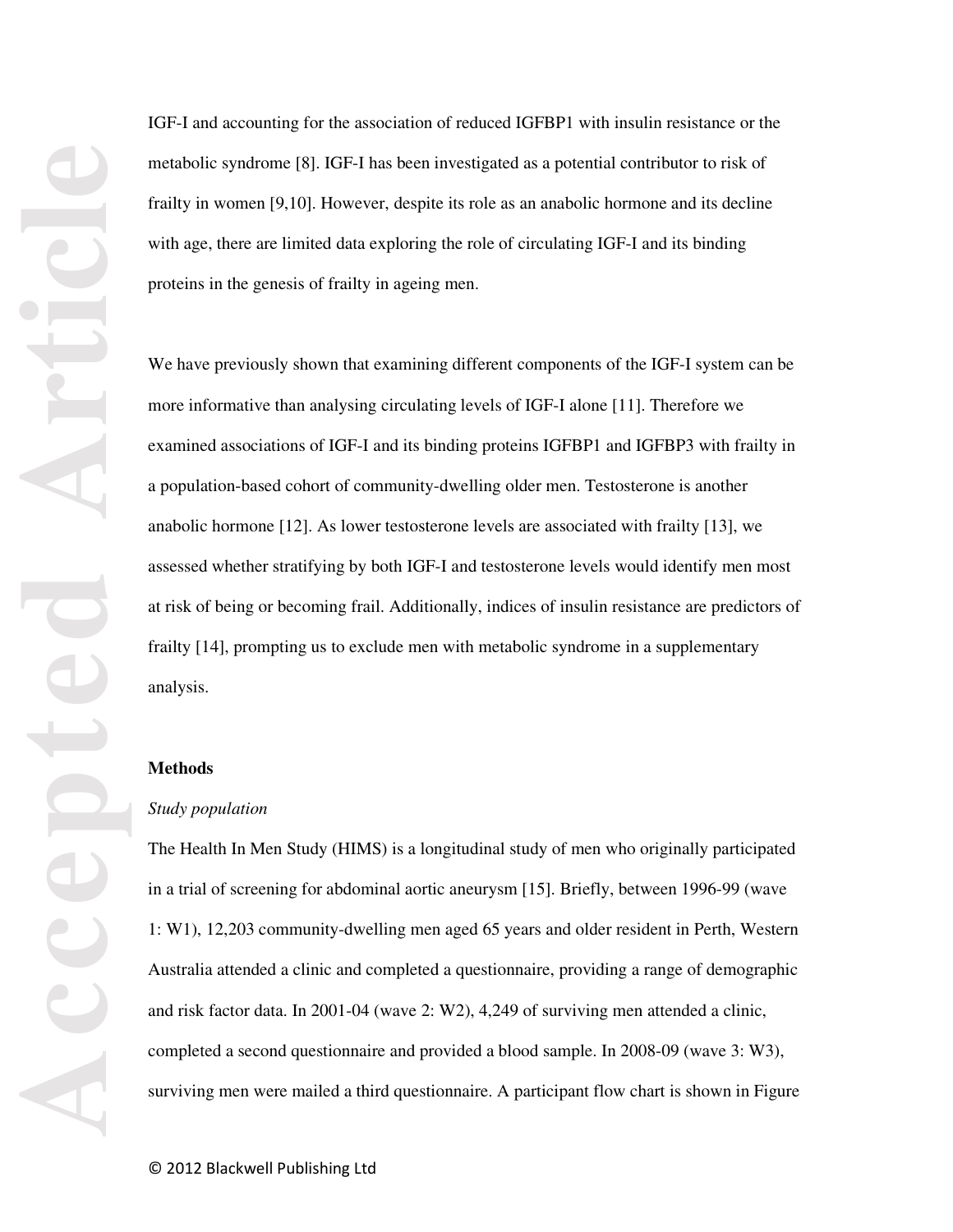IGF-I and accounting for the association of reduced IGFBP1 with insulin resistance or the metabolic syndrome [8]. IGF-I has been investigated as a potential contributor to risk of frailty in women [9,10]. However, despite its role as an anabolic hormone and its decline with age, there are limited data exploring the role of circulating IGF-I and its binding proteins in the genesis of frailty in ageing men.

We have previously shown that examining different components of the IGF-I system can be more informative than analysing circulating levels of IGF-I alone [11]. Therefore we examined associations of IGF-I and its binding proteins IGFBP1 and IGFBP3 with frailty in a population-based cohort of community-dwelling older men. Testosterone is another anabolic hormone [12]. As lower testosterone levels are associated with frailty [13], we assessed whether stratifying by both IGF-I and testosterone levels would identify men most at risk of being or becoming frail. Additionally, indices of insulin resistance are predictors of frailty [14], prompting us to exclude men with metabolic syndrome in a supplementary analysis.

## Methods

### *Study population*

The Health In Men Study (HIMS) is a longitudinal study of men who originally participated in a trial of screening for abdominal aortic aneurysm [15]. Briefly, between 1996-99 (wave 1: W1), 12,203 community-dwelling men aged 65 years and older resident in Perth, Western Australia attended a clinic and completed a questionnaire, providing a range of demographic and risk factor data. In 2001-04 (wave 2: W2), 4,249 of surviving men attended a clinic, completed a second questionnaire and provided a blood sample. In 2008-09 (wave 3: W3), surviving men were mailed a third questionnaire. A participant flow chart is shown in Figure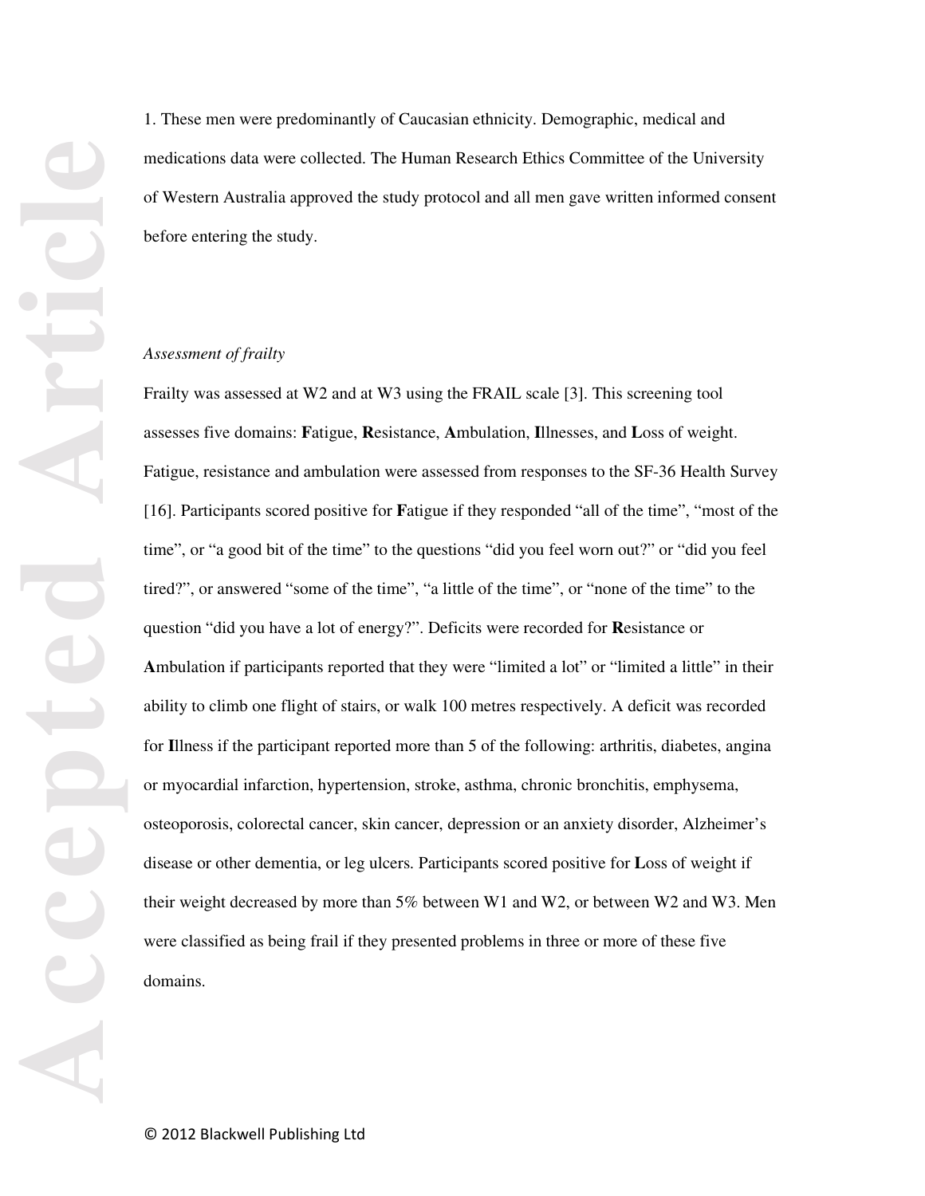1. These men were predominantly of Caucasian ethnicity. Demographic, medical and medications data were collected. The Human Research Ethics Committee of the University of Western Australia approved the study protocol and all men gave written informed consent before entering the study.

*Assessment of frailty*

Frailty was assessed at W2 and at W3 using the FRAIL scale [3]. This screening tool assesses five domains: **F**atigue, **R**esistance, **A**mbulation, **I**llnesses, and **L**oss of weight. Fatigue, resistance and ambulation were assessed from responses to the SF-36 Health Survey [16]. Participants scored positive for **F**atigue if they responded "all of the time", "most of the time", or "a good bit of the time" to the questions "did you feel worn out?" or "did you feel tired?", or answered "some of the time", "a little of the time", or "none of the time" to the question "did you have a lot of energy?". Deficits were recorded for **R**esistance or **A**mbulation if participants reported that they were "limited a lot" or "limited a little" in their ability to climb one flight of stairs, or walk 100 metres respectively. A deficit was recorded for **I**llness if the participant reported more than 5 of the following: arthritis, diabetes, angina or myocardial infarction, hypertension, stroke, asthma, chronic bronchitis, emphysema, osteoporosis, colorectal cancer, skin cancer, depression or an anxiety disorder, Alzheimer's disease or other dementia, or leg ulcers. Participants scored positive for **L**oss of weight if their weight decreased by more than 5% between W1 and W2, or between W2 and W3. Men were classified as being frail if they presented problems in three or more of these five domains.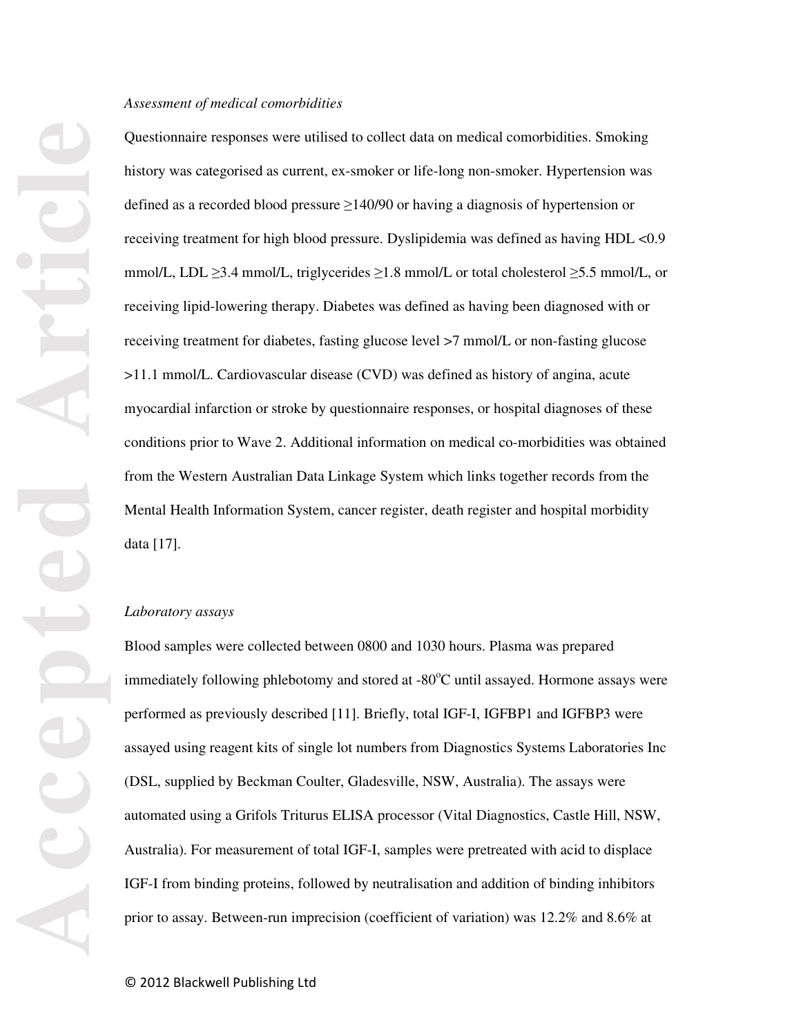*Assessment of medical comorbidities*

Questionnaire responses were utilised to collect data on medical comorbidities. Smoking history was categorised as current, ex-smoker or life-long non-smoker. Hypertension was defined as a recorded blood pressure ≥140/90 or having a diagnosis of hypertension or receiving treatment for high blood pressure. Dyslipidemia was defined as having HDL <0.9 mmol/L, LDL ≥3.4 mmol/L, triglycerides ≥1.8 mmol/L or total cholesterol ≥5.5 mmol/L, or receiving lipid-lowering therapy. Diabetes was defined as having been diagnosed with or receiving treatment for diabetes, fasting glucose level >7 mmol/L or non-fasting glucose >11.1 mmol/L. Cardiovascular disease (CVD) was defined as history of angina, acute myocardial infarction or stroke by questionnaire responses, or hospital diagnoses of these conditions prior to Wave 2. Additional information on medical co-morbidities was obtained from the Western Australian Data Linkage System which links together records from the Mental Health Information System, cancer register, death register and hospital morbidity data [17].

*Laboratory assays*

Blood samples were collected between 0800 and 1030 hours. Plasma was prepared immediately following phlebotomy and stored at -80°C until assayed. Hormone assays were performed as previously described [11]. Briefly, total IGF-I, IGFBP1 and IGFBP3 were assayed using reagent kits of single lot numbers from Diagnostics Systems Laboratories Inc (DSL, supplied by Beckman Coulter, Gladesville, NSW, Australia). The assays were automated using a Grifols Triturus ELISA processor (Vital Diagnostics, Castle Hill, NSW, Australia). For measurement of total IGF-I, samples were pretreated with acid to displace IGF-I from binding proteins, followed by neutralisation and addition of binding inhibitors prior to assay. Between-run imprecision (coefficient of variation) was 12.2% and 8.6% at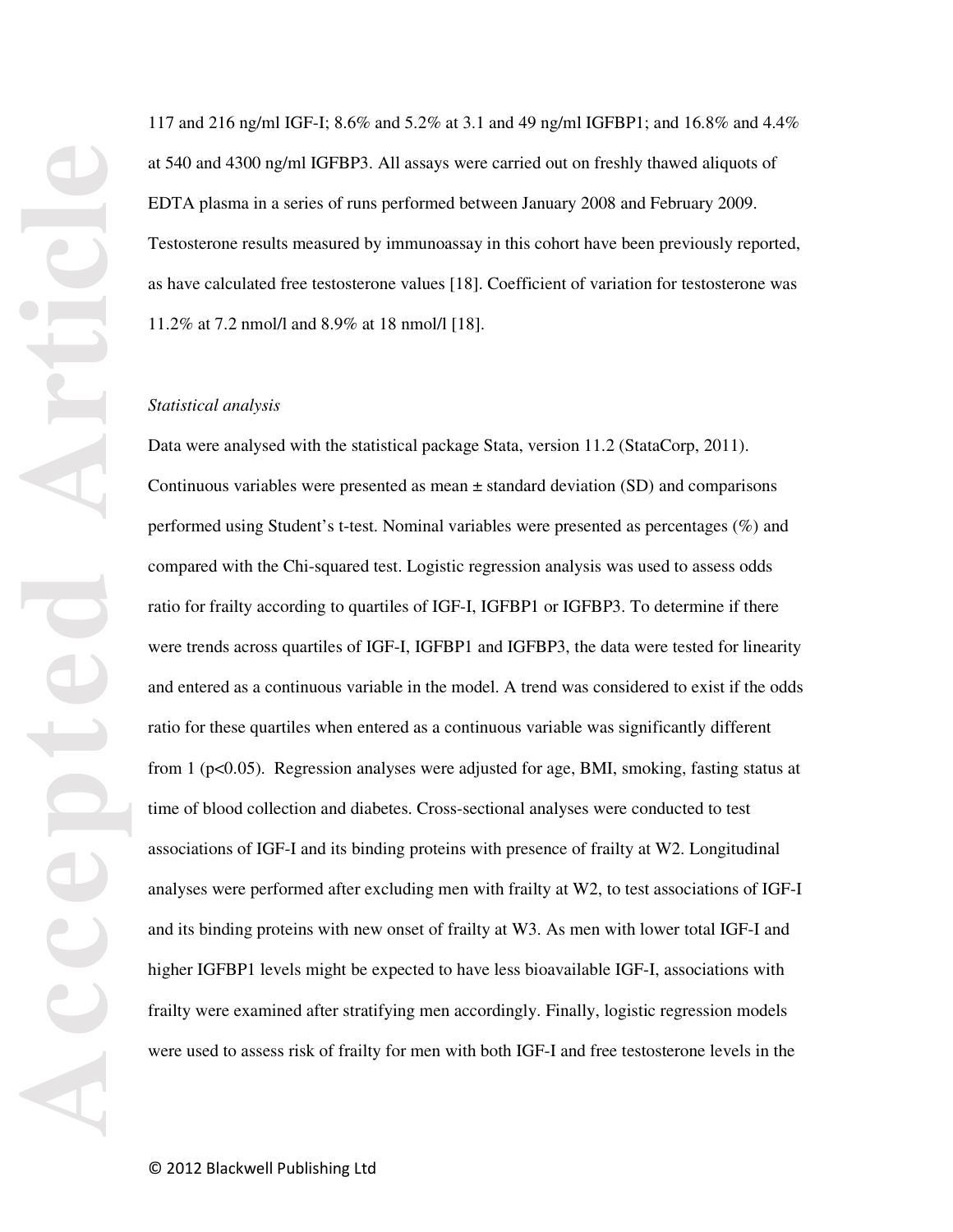117 and 216 ng/ml IGF-I; 8.6% and 5.2% at 3.1 and 49 ng/ml IGFBP1; and 16.8% and 4.4% at 540 and 4300 ng/ml IGFBP3. All assays were carried out on freshly thawed aliquots of EDTA plasma in a series of runs performed between January 2008 and February 2009. Testosterone results measured by immunoassay in this cohort have been previously reported, as have calculated free testosterone values [18]. Coefficient of variation for testosterone was 11.2% at 7.2 nmol/l and 8.9% at 18 nmol/l [18].

*Statistical analysis*

Data were analysed with the statistical package Stata, version 11.2 (StataCorp, 2011). Continuous variables were presented as mean ± standard deviation (SD) and comparisons performed using Student's t-test. Nominal variables were presented as percentages (%) and compared with the Chi-squared test. Logistic regression analysis was used to assess odds ratio for frailty according to quartiles of IGF-I, IGFBP1 or IGFBP3. To determine if there were trends across quartiles of IGF-I, IGFBP1 and IGFBP3, the data were tested for linearity and entered as a continuous variable in the model. A trend was considered to exist if the odds ratio for these quartiles when entered as a continuous variable was significantly different from 1 ($p<0.05$). Regression analyses were adjusted for age, BMI, smoking, fasting status at time of blood collection and diabetes. Cross-sectional analyses were conducted to test associations of IGF-I and its binding proteins with presence of frailty at W2. Longitudinal analyses were performed after excluding men with frailty at W2, to test associations of IGF-I and its binding proteins with new onset of frailty at W3. As men with lower total IGF-I and higher IGFBP1 levels might be expected to have less bioavailable IGF-I, associations with frailty were examined after stratifying men accordingly. Finally, logistic regression models were used to assess risk of frailty for men with both IGF-I and free testosterone levels in the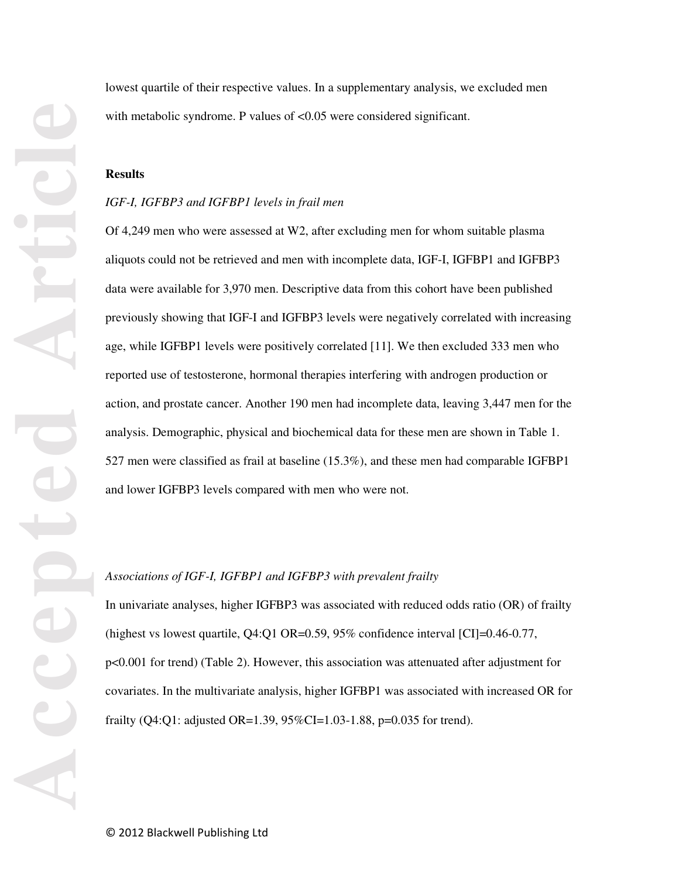lowest quartile of their respective values. In a supplementary analysis, we excluded men with metabolic syndrome. P values of <0.05 were considered significant.

## Results

*IGF-I, IGFBP3 and IGFBP1 levels in frail men*

Of 4,249 men who were assessed at W2, after excluding men for whom suitable plasma aliquots could not be retrieved and men with incomplete data, IGF-I, IGFBP1 and IGFBP3 data were available for 3,970 men. Descriptive data from this cohort have been published previously showing that IGF-I and IGFBP3 levels were negatively correlated with increasing age, while IGFBP1 levels were positively correlated [11]. We then excluded 333 men who reported use of testosterone, hormonal therapies interfering with androgen production or action, and prostate cancer. Another 190 men had incomplete data, leaving 3,447 men for the analysis. Demographic, physical and biochemical data for these men are shown in Table 1. 527 men were classified as frail at baseline (15.3%), and these men had comparable IGFBP1 and lower IGFBP3 levels compared with men who were not.

*Associations of IGF-I, IGFBP1 and IGFBP3 with prevalent frailty*

In univariate analyses, higher IGFBP3 was associated with reduced odds ratio (OR) of frailty (highest vs lowest quartile, Q4:Q1 OR=0.59, 95% confidence interval [CI]=0.46-0.77, p<0.001 for trend) (Table 2). However, this association was attenuated after adjustment for covariates. In the multivariate analysis, higher IGFBP1 was associated with increased OR for frailty (Q4:Q1: adjusted OR=1.39, 95%CI=1.03-1.88, p=0.035 for trend).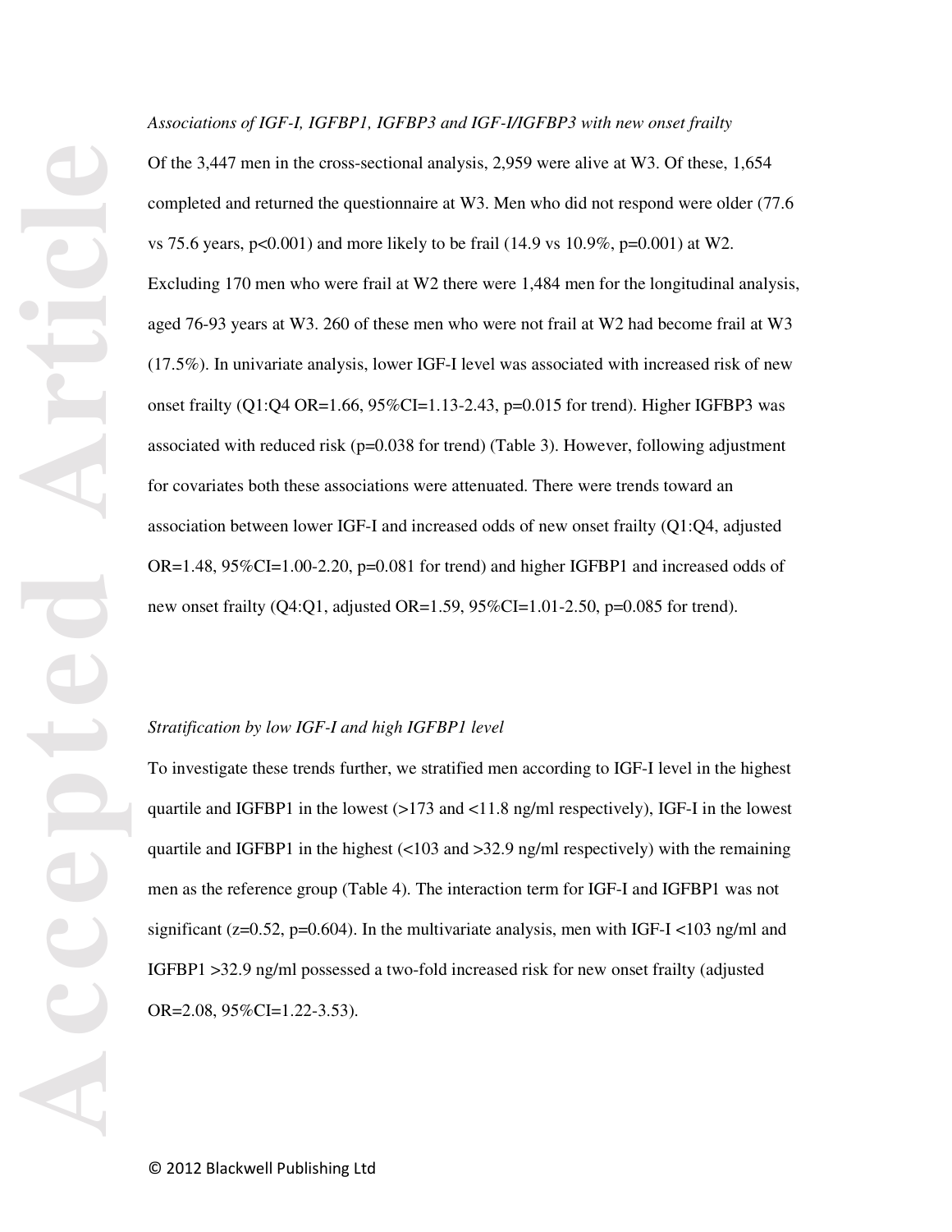*Associations of IGF-I, IGFBP1, IGFBP3 and IGF-I/IGFBP3 with new onset frailty*

Of the 3,447 men in the cross-sectional analysis, 2,959 were alive at W3. Of these, 1,654 completed and returned the questionnaire at W3. Men who did not respond were older (77.6 vs 75.6 years, $p<0.001$) and more likely to be frail (14.9 vs 10.9%, $p=0.001$) at W2. Excluding 170 men who were frail at W2 there were 1,484 men for the longitudinal analysis, aged 76-93 years at W3. 260 of these men who were not frail at W2 had become frail at W3 (17.5%). In univariate analysis, lower IGF-I level was associated with increased risk of new onset frailty (Q1:Q4 OR=1.66, 95%CI=1.13-2.43, $p=0.015$ for trend). Higher IGFBP3 was associated with reduced risk ($p=0.038$ for trend) (Table 3). However, following adjustment for covariates both these associations were attenuated. There were trends toward an association between lower IGF-I and increased odds of new onset frailty (Q1:Q4, adjusted OR=1.48, 95%CI=1.00-2.20, $p=0.081$ for trend) and higher IGFBP1 and increased odds of new onset frailty (Q4:Q1, adjusted OR=1.59, 95%CI=1.01-2.50, $p=0.085$ for trend).

*Stratification by low IGF-I and high IGFBP1 level*

To investigate these trends further, we stratified men according to IGF-I level in the highest quartile and IGFBP1 in the lowest (>173 and <11.8 ng/ml respectively), IGF-I in the lowest quartile and IGFBP1 in the highest (<103 and >32.9 ng/ml respectively) with the remaining men as the reference group (Table 4). The interaction term for IGF-I and IGFBP1 was not significant ($z=0.52$, $p=0.604$). In the multivariate analysis, men with IGF-I <103 ng/ml and IGFBP1 >32.9 ng/ml possessed a two-fold increased risk for new onset frailty (adjusted OR=2.08, 95%CI=1.22-3.53).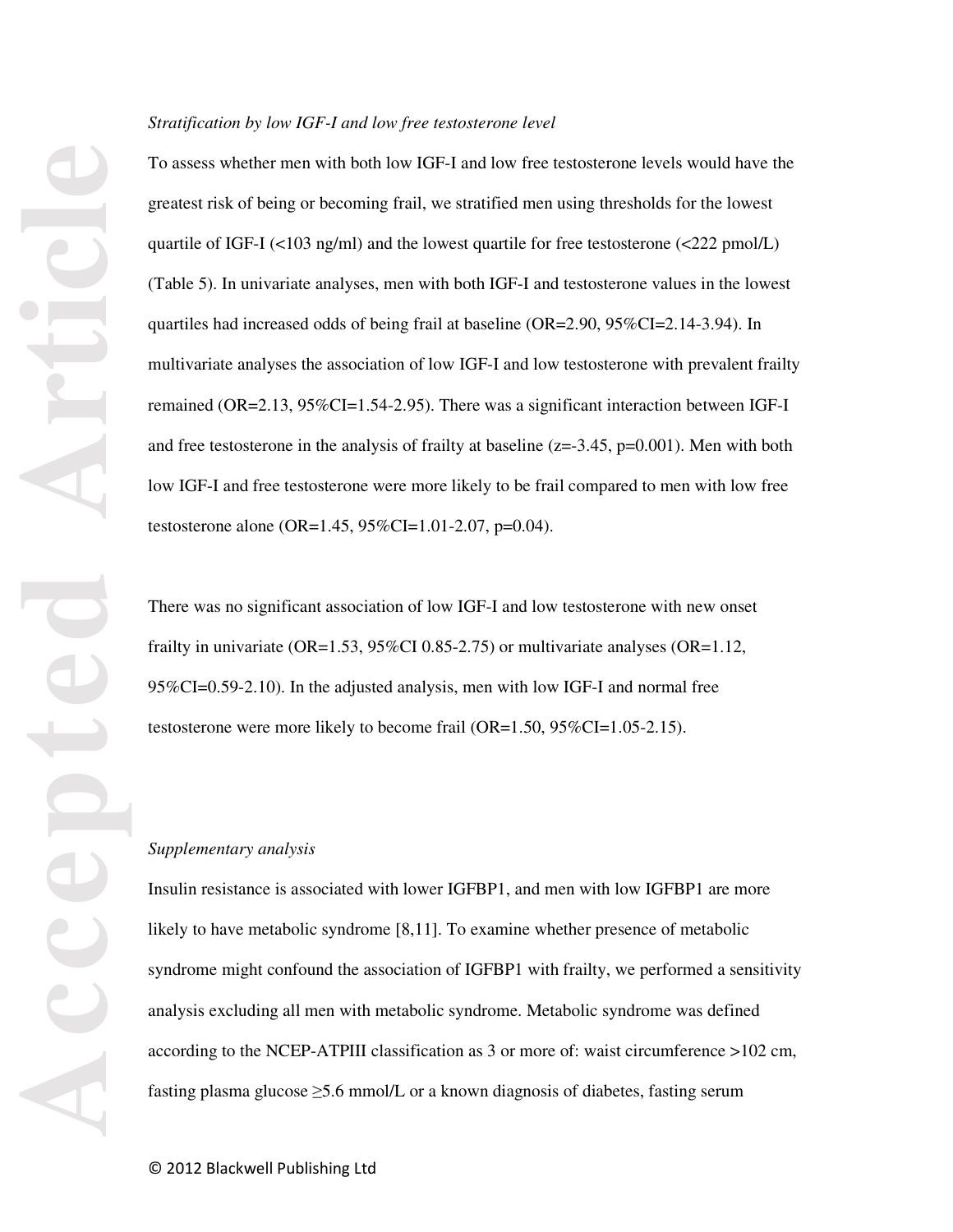*Stratification by low IGF-I and low free testosterone level*

To assess whether men with both low IGF-I and low free testosterone levels would have the greatest risk of being or becoming frail, we stratified men using thresholds for the lowest quartile of IGF-I (<103 ng/ml) and the lowest quartile for free testosterone (<222 pmol/L) (Table 5). In univariate analyses, men with both IGF-I and testosterone values in the lowest quartiles had increased odds of being frail at baseline (OR=2.90, 95%CI=2.14-3.94). In multivariate analyses the association of low IGF-I and low testosterone with prevalent frailty remained (OR=2.13, 95%CI=1.54-2.95). There was a significant interaction between IGF-I and free testosterone in the analysis of frailty at baseline (z=-3.45, p=0.001). Men with both low IGF-I and free testosterone were more likely to be frail compared to men with low free testosterone alone (OR=1.45, 95%CI=1.01-2.07, p=0.04).

There was no significant association of low IGF-I and low testosterone with new onset frailty in univariate (OR=1.53, 95%CI 0.85-2.75) or multivariate analyses (OR=1.12, 95%CI=0.59-2.10). In the adjusted analysis, men with low IGF-I and normal free testosterone were more likely to become frail (OR=1.50, 95%CI=1.05-2.15).

*Supplementary analysis*

Insulin resistance is associated with lower IGFBP1, and men with low IGFBP1 are more likely to have metabolic syndrome [8,11]. To examine whether presence of metabolic syndrome might confound the association of IGFBP1 with frailty, we performed a sensitivity analysis excluding all men with metabolic syndrome. Metabolic syndrome was defined according to the NCEP-ATPIII classification as 3 or more of: waist circumference >102 cm, fasting plasma glucose ≥5.6 mmol/L or a known diagnosis of diabetes, fasting serum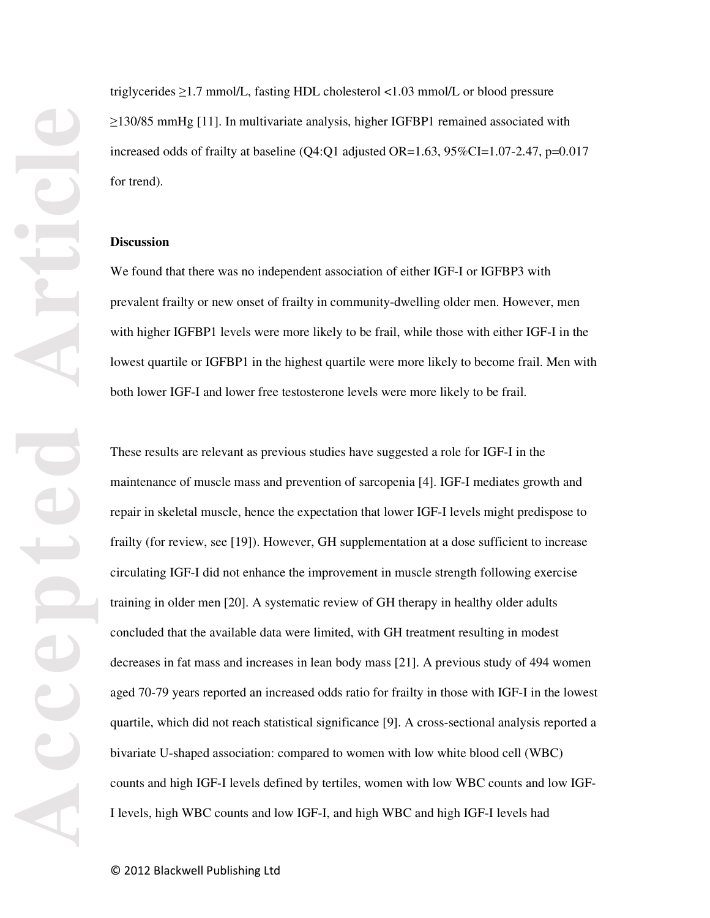triglycerides ≥1.7 mmol/L, fasting HDL cholesterol <1.03 mmol/L or blood pressure ≥130/85 mmHg [11]. In multivariate analysis, higher IGFBP1 remained associated with increased odds of frailty at baseline (Q4:Q1 adjusted OR=1.63, 95%CI=1.07-2.47, p=0.017 for trend).

## Discussion

We found that there was no independent association of either IGF-I or IGFBP3 with prevalent frailty or new onset of frailty in community-dwelling older men. However, men with higher IGFBP1 levels were more likely to be frail, while those with either IGF-I in the lowest quartile or IGFBP1 in the highest quartile were more likely to become frail. Men with both lower IGF-I and lower free testosterone levels were more likely to be frail.

These results are relevant as previous studies have suggested a role for IGF-I in the maintenance of muscle mass and prevention of sarcopenia [4]. IGF-I mediates growth and repair in skeletal muscle, hence the expectation that lower IGF-I levels might predispose to frailty (for review, see [19]). However, GH supplementation at a dose sufficient to increase circulating IGF-I did not enhance the improvement in muscle strength following exercise training in older men [20]. A systematic review of GH therapy in healthy older adults concluded that the available data were limited, with GH treatment resulting in modest decreases in fat mass and increases in lean body mass [21]. A previous study of 494 women aged 70-79 years reported an increased odds ratio for frailty in those with IGF-I in the lowest quartile, which did not reach statistical significance [9]. A cross-sectional analysis reported a bivariate U-shaped association: compared to women with low white blood cell (WBC) counts and high IGF-I levels defined by tertiles, women with low WBC counts and low IGF-I levels, high WBC counts and low IGF-I, and high WBC and high IGF-I levels had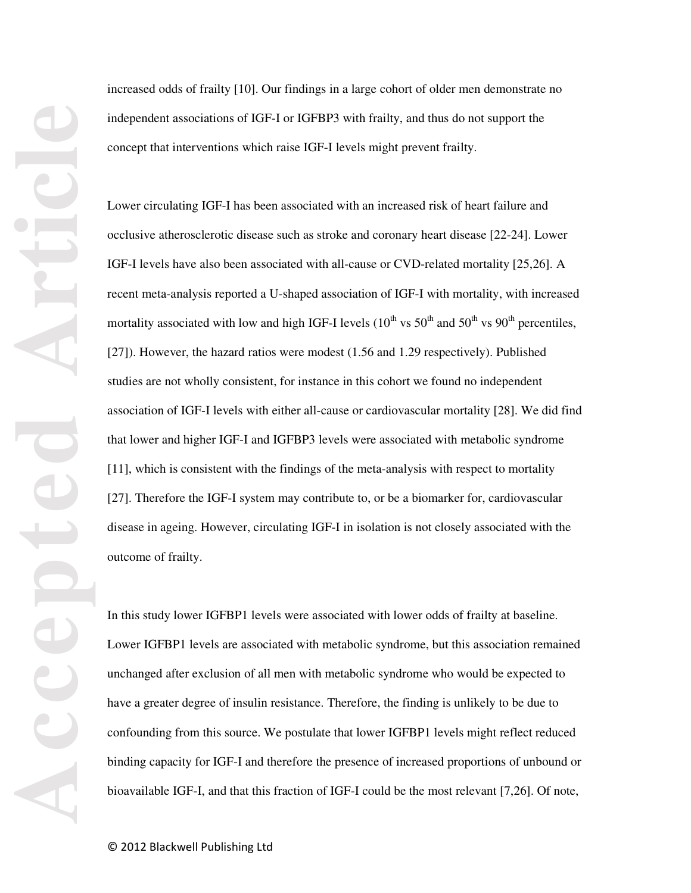increased odds of frailty [10]. Our findings in a large cohort of older men demonstrate no independent associations of IGF-I or IGFBP3 with frailty, and thus do not support the concept that interventions which raise IGF-I levels might prevent frailty.

Lower circulating IGF-I has been associated with an increased risk of heart failure and occlusive atherosclerotic disease such as stroke and coronary heart disease [22-24]. Lower IGF-I levels have also been associated with all-cause or CVD-related mortality [25,26]. A recent meta-analysis reported a U-shaped association of IGF-I with mortality, with increased mortality associated with low and high IGF-I levels ($10^{th}$ vs $50^{th}$ and $50^{th}$ vs $90^{th}$ percentiles, [27]). However, the hazard ratios were modest (1.56 and 1.29 respectively). Published studies are not wholly consistent, for instance in this cohort we found no independent association of IGF-I levels with either all-cause or cardiovascular mortality [28]. We did find that lower and higher IGF-I and IGFBP3 levels were associated with metabolic syndrome [11], which is consistent with the findings of the meta-analysis with respect to mortality [27]. Therefore the IGF-I system may contribute to, or be a biomarker for, cardiovascular disease in ageing. However, circulating IGF-I in isolation is not closely associated with the outcome of frailty.

In this study lower IGFBP1 levels were associated with lower odds of frailty at baseline. Lower IGFBP1 levels are associated with metabolic syndrome, but this association remained unchanged after exclusion of all men with metabolic syndrome who would be expected to have a greater degree of insulin resistance. Therefore, the finding is unlikely to be due to confounding from this source. We postulate that lower IGFBP1 levels might reflect reduced binding capacity for IGF-I and therefore the presence of increased proportions of unbound or bioavailable IGF-I, and that this fraction of IGF-I could be the most relevant [7,26]. Of note,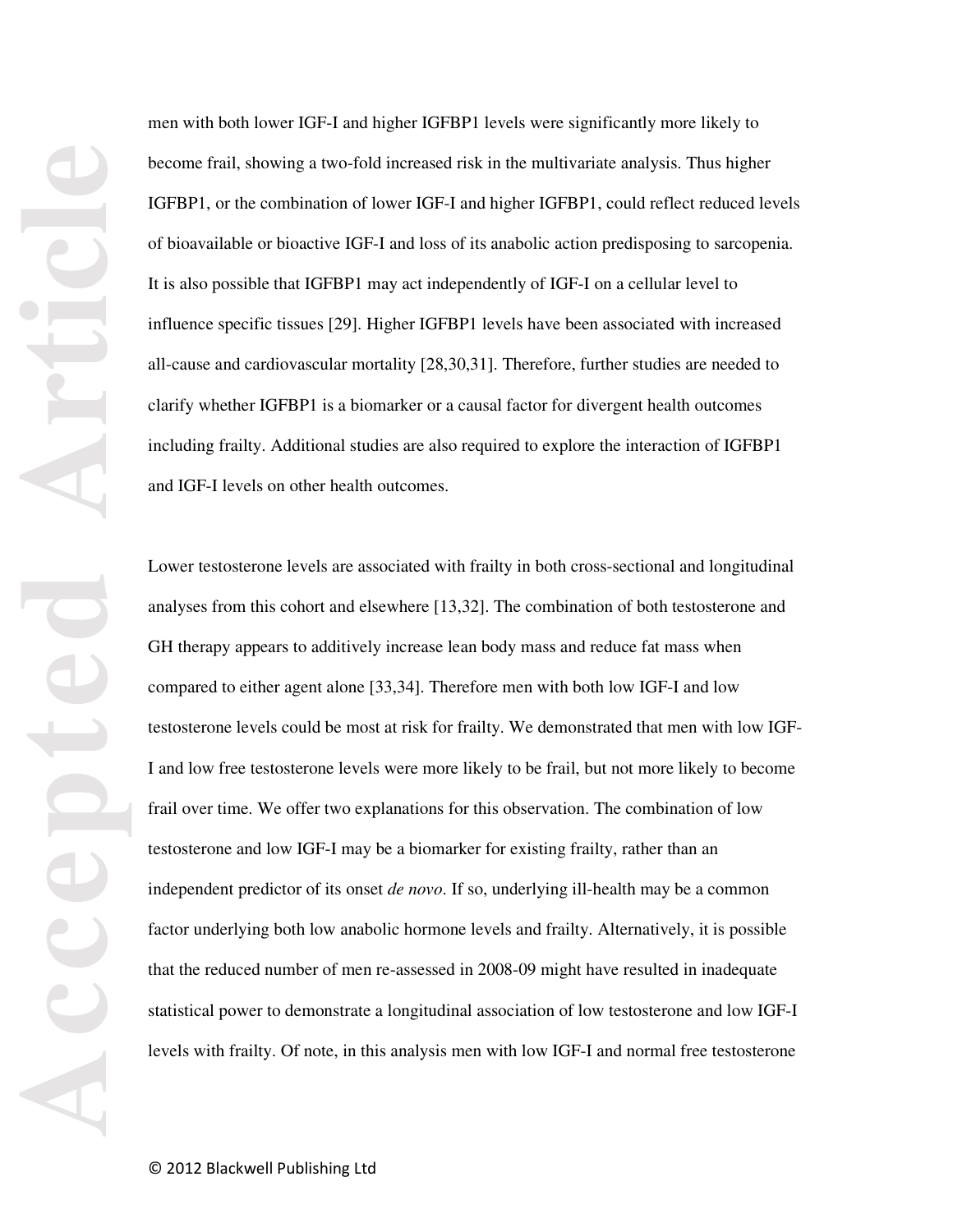men with both lower IGF-I and higher IGFBP1 levels were significantly more likely to become frail, showing a two-fold increased risk in the multivariate analysis. Thus higher IGFBP1, or the combination of lower IGF-I and higher IGFBP1, could reflect reduced levels of bioavailable or bioactive IGF-I and loss of its anabolic action predisposing to sarcopenia. It is also possible that IGFBP1 may act independently of IGF-I on a cellular level to influence specific tissues [29]. Higher IGFBP1 levels have been associated with increased all-cause and cardiovascular mortality [28,30,31]. Therefore, further studies are needed to clarify whether IGFBP1 is a biomarker or a causal factor for divergent health outcomes including frailty. Additional studies are also required to explore the interaction of IGFBP1 and IGF-I levels on other health outcomes.

Lower testosterone levels are associated with frailty in both cross-sectional and longitudinal analyses from this cohort and elsewhere [13,32]. The combination of both testosterone and GH therapy appears to additively increase lean body mass and reduce fat mass when compared to either agent alone [33,34]. Therefore men with both low IGF-I and low testosterone levels could be most at risk for frailty. We demonstrated that men with low IGF-I and low free testosterone levels were more likely to be frail, but not more likely to become frail over time. We offer two explanations for this observation. The combination of low testosterone and low IGF-I may be a biomarker for existing frailty, rather than an independent predictor of its onset *de novo*. If so, underlying ill-health may be a common factor underlying both low anabolic hormone levels and frailty. Alternatively, it is possible that the reduced number of men re-assessed in 2008-09 might have resulted in inadequate statistical power to demonstrate a longitudinal association of low testosterone and low IGF-I levels with frailty. Of note, in this analysis men with low IGF-I and normal free testosterone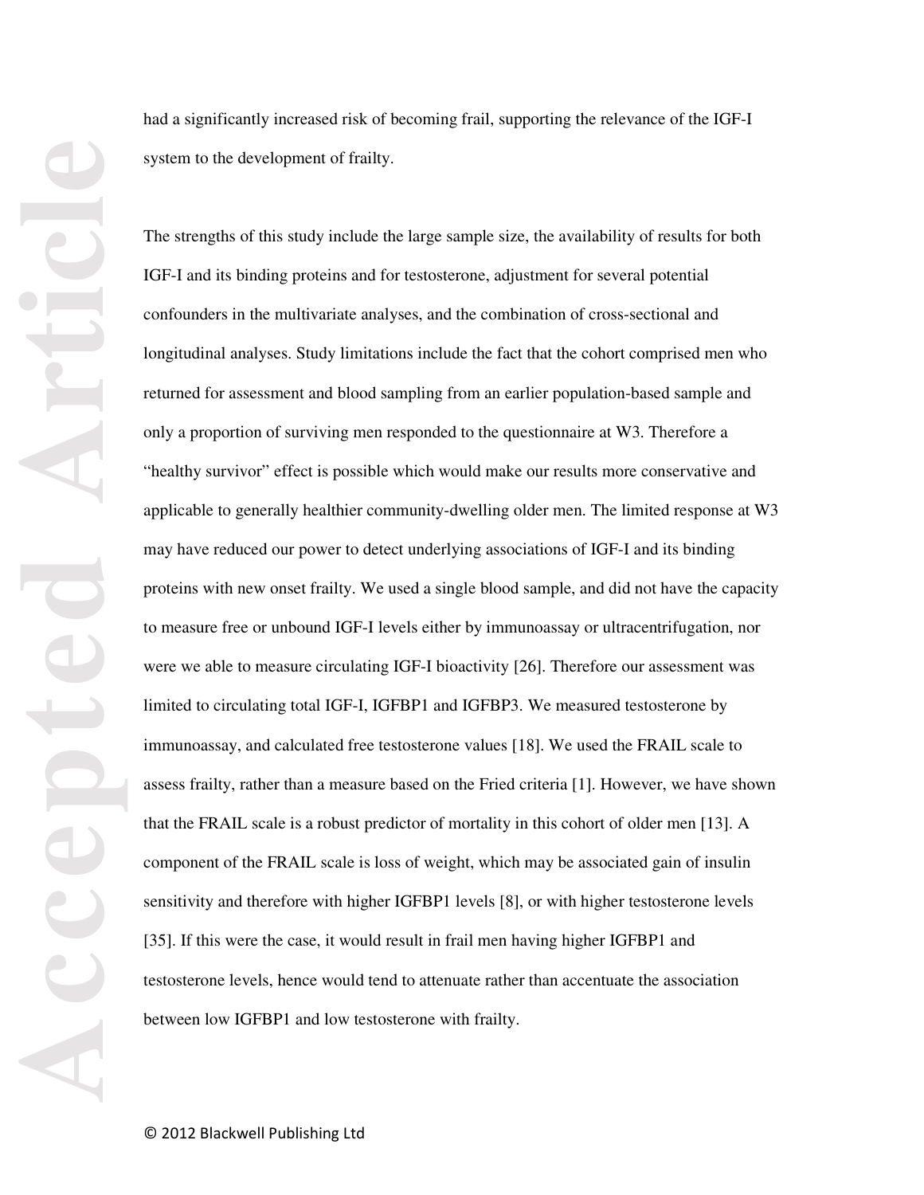had a significantly increased risk of becoming frail, supporting the relevance of the IGF-I system to the development of frailty.

The strengths of this study include the large sample size, the availability of results for both IGF-I and its binding proteins and for testosterone, adjustment for several potential confounders in the multivariate analyses, and the combination of cross-sectional and longitudinal analyses. Study limitations include the fact that the cohort comprised men who returned for assessment and blood sampling from an earlier population-based sample and only a proportion of surviving men responded to the questionnaire at W3. Therefore a "healthy survivor" effect is possible which would make our results more conservative and applicable to generally healthier community-dwelling older men. The limited response at W3 may have reduced our power to detect underlying associations of IGF-I and its binding proteins with new onset frailty. We used a single blood sample, and did not have the capacity to measure free or unbound IGF-I levels either by immunoassay or ultracentrifugation, nor were we able to measure circulating IGF-I bioactivity [26]. Therefore our assessment was limited to circulating total IGF-I, IGFBP1 and IGFBP3. We measured testosterone by immunoassay, and calculated free testosterone values [18]. We used the FRAIL scale to assess frailty, rather than a measure based on the Fried criteria [1]. However, we have shown that the FRAIL scale is a robust predictor of mortality in this cohort of older men [13]. A component of the FRAIL scale is loss of weight, which may be associated gain of insulin sensitivity and therefore with higher IGFBP1 levels [8], or with higher testosterone levels [35]. If this were the case, it would result in frail men having higher IGFBP1 and testosterone levels, hence would tend to attenuate rather than accentuate the association between low IGFBP1 and low testosterone with frailty.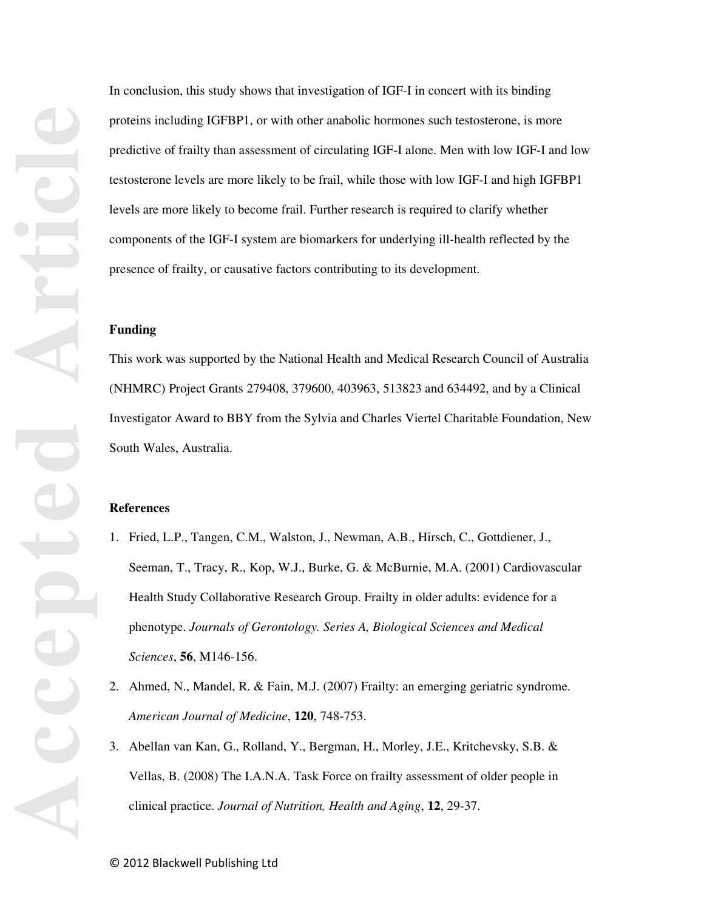In conclusion, this study shows that investigation of IGF-I in concert with its binding proteins including IGFBP1, or with other anabolic hormones such testosterone, is more predictive of frailty than assessment of circulating IGF-I alone. Men with low IGF-I and low testosterone levels are more likely to be frail, while those with low IGF-I and high IGFBP1 levels are more likely to become frail. Further research is required to clarify whether components of the IGF-I system are biomarkers for underlying ill-health reflected by the presence of frailty, or causative factors contributing to its development.

## Funding

This work was supported by the National Health and Medical Research Council of Australia (NHMRC) Project Grants 279408, 379600, 403963, 513823 and 634492, and by a Clinical Investigator Award to BBY from the Sylvia and Charles Viertel Charitable Foundation, New South Wales, Australia.

## References

1. Fried, L.P., Tangen, C.M., Walston, J., Newman, A.B., Hirsch, C., Gottdiener, J., Seeman, T., Tracy, R., Kop, W.J., Burke, G. & McBurnie, M.A. (2001) Cardiovascular Health Study Collaborative Research Group. Frailty in older adults: evidence for a phenotype. *Journals of Gerontology. Series A, Biological Sciences and Medical Sciences*, **56**, M146-156.
2. Ahmed, N., Mandel, R. & Fain, M.J. (2007) Frailty: an emerging geriatric syndrome. *American Journal of Medicine*, **120**, 748-753.
3. Abellan van Kan, G., Rolland, Y., Bergman, H., Morley, J.E., Kritchevsky, S.B. & Vellas, B. (2008) The I.A.N.A. Task Force on frailty assessment of older people in clinical practice. *Journal of Nutrition, Health and Aging*, **12**, 29-37.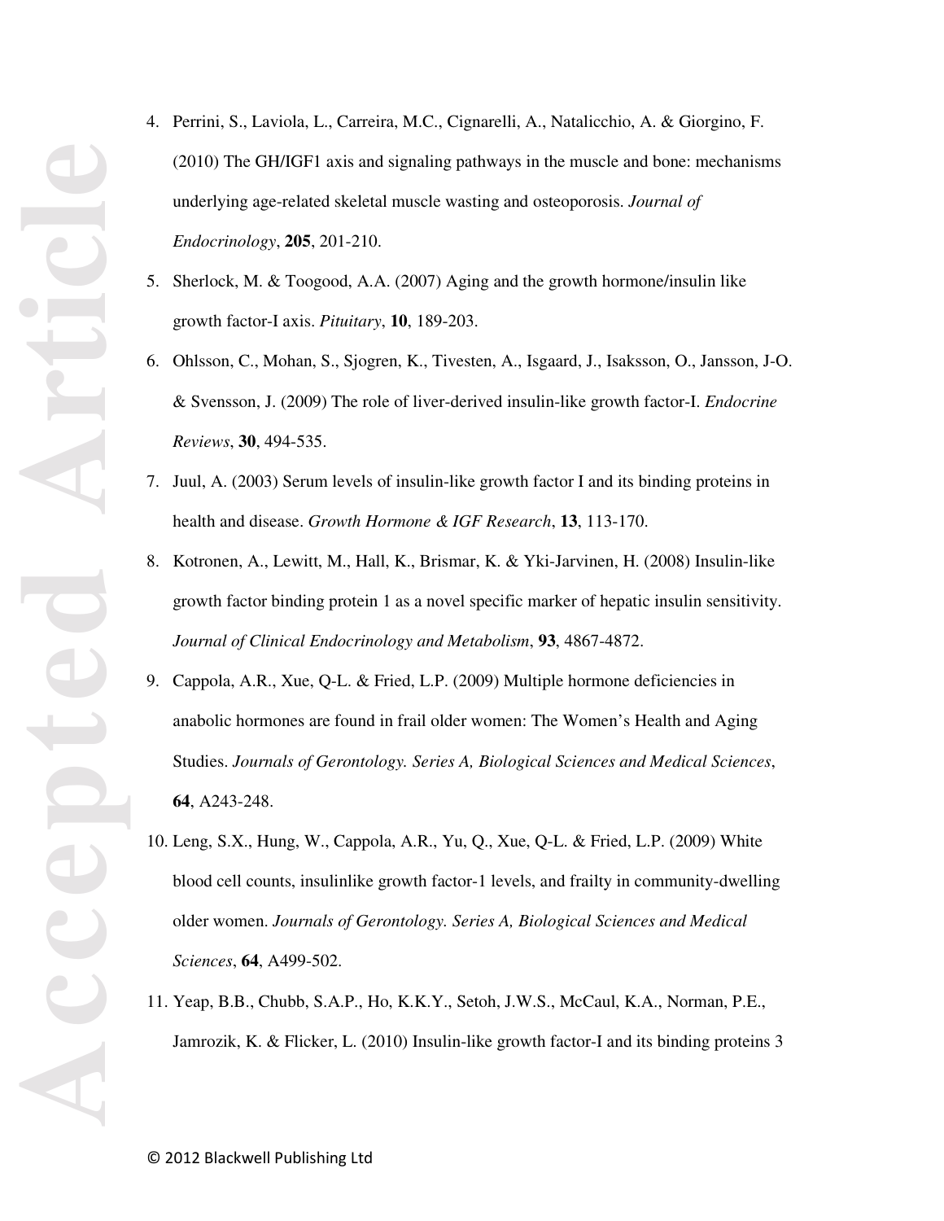4. Perrini, S., Laviola, L., Carreira, M.C., Cignarelli, A., Natalicchio, A. & Giorgino, F. (2010) The GH/IGF1 axis and signaling pathways in the muscle and bone: mechanisms underlying age-related skeletal muscle wasting and osteoporosis. *Journal of Endocrinology*, **205**, 201-210.
5. Sherlock, M. & Toogood, A.A. (2007) Aging and the growth hormone/insulin like growth factor-I axis. *Pituitary*, **10**, 189-203.
6. Ohlsson, C., Mohan, S., Sjogren, K., Tivesten, A., Isgaard, J., Isaksson, O., Jansson, J-O. & Svensson, J. (2009) The role of liver-derived insulin-like growth factor-I. *Endocrine Reviews*, **30**, 494-535.
7. Juul, A. (2003) Serum levels of insulin-like growth factor I and its binding proteins in health and disease. *Growth Hormone & IGF Research*, **13**, 113-170.
8. Kotronen, A., Lewitt, M., Hall, K., Brismar, K. & Yki-Jarvinen, H. (2008) Insulin-like growth factor binding protein 1 as a novel specific marker of hepatic insulin sensitivity. *Journal of Clinical Endocrinology and Metabolism*, **93**, 4867-4872.
9. Cappola, A.R., Xue, Q-L. & Fried, L.P. (2009) Multiple hormone deficiencies in anabolic hormones are found in frail older women: The Women's Health and Aging Studies. *Journals of Gerontology. Series A, Biological Sciences and Medical Sciences*, **64**, A243-248.
10. Leng, S.X., Hung, W., Cappola, A.R., Yu, Q., Xue, Q-L. & Fried, L.P. (2009) White blood cell counts, insulinlike growth factor-1 levels, and frailty in community-dwelling older women. *Journals of Gerontology. Series A, Biological Sciences and Medical Sciences*, **64**, A499-502.
11. Yeap, B.B., Chubb, S.A.P., Ho, K.K.Y., Setoh, J.W.S., McCaul, K.A., Norman, P.E., Jamrozik, K. & Flicker, L. (2010) Insulin-like growth factor-I and its binding proteins 3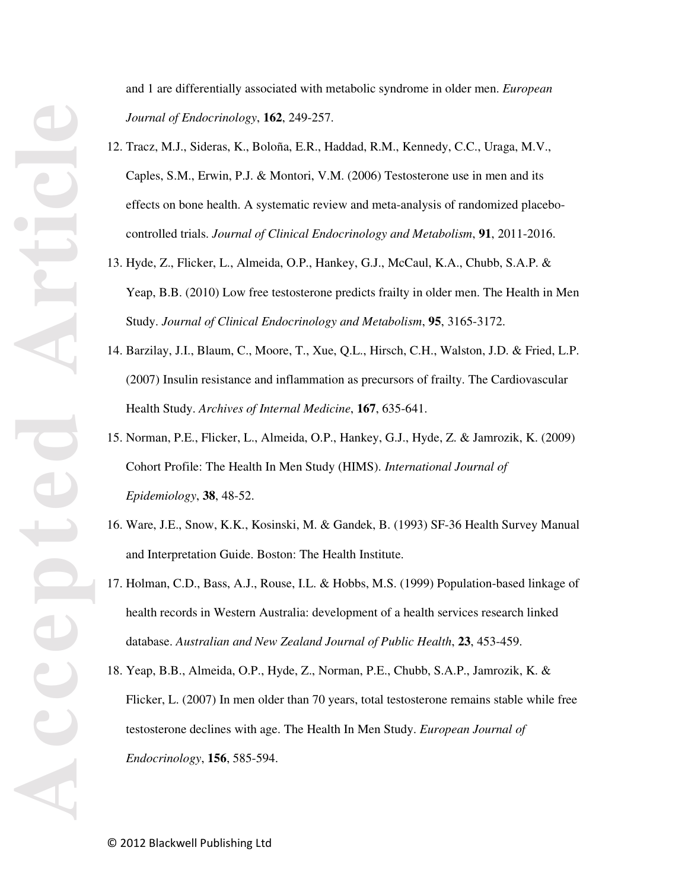and 1 are differentially associated with metabolic syndrome in older men. *European Journal of Endocrinology*, **162**, 249-257.

12. Tracz, M.J., Sideras, K., Boloña, E.R., Haddad, R.M., Kennedy, C.C., Uraga, M.V., Caples, S.M., Erwin, P.J. & Montori, V.M. (2006) Testosterone use in men and its effects on bone health. A systematic review and meta-analysis of randomized placebo-controlled trials. *Journal of Clinical Endocrinology and Metabolism*, **91**, 2011-2016.
13. Hyde, Z., Flicker, L., Almeida, O.P., Hankey, G.J., McCaul, K.A., Chubb, S.A.P. & Yeap, B.B. (2010) Low free testosterone predicts frailty in older men. The Health in Men Study. *Journal of Clinical Endocrinology and Metabolism*, **95**, 3165-3172.
14. Barzilay, J.I., Blaum, C., Moore, T., Xue, Q.L., Hirsch, C.H., Walston, J.D. & Fried, L.P. (2007) Insulin resistance and inflammation as precursors of frailty. The Cardiovascular Health Study. *Archives of Internal Medicine*, **167**, 635-641.
15. Norman, P.E., Flicker, L., Almeida, O.P., Hankey, G.J., Hyde, Z. & Jamrozik, K. (2009) Cohort Profile: The Health In Men Study (HIMS). *International Journal of Epidemiology*, **38**, 48-52.
16. Ware, J.E., Snow, K.K., Kosinski, M. & Gandek, B. (1993) SF-36 Health Survey Manual and Interpretation Guide. Boston: The Health Institute.
17. Holman, C.D., Bass, A.J., Rouse, I.L. & Hobbs, M.S. (1999) Population-based linkage of health records in Western Australia: development of a health services research linked database. *Australian and New Zealand Journal of Public Health*, **23**, 453-459.
18. Yeap, B.B., Almeida, O.P., Hyde, Z., Norman, P.E., Chubb, S.A.P., Jamrozik, K. & Flicker, L. (2007) In men older than 70 years, total testosterone remains stable while free testosterone declines with age. The Health In Men Study. *European Journal of Endocrinology*, **156**, 585-594.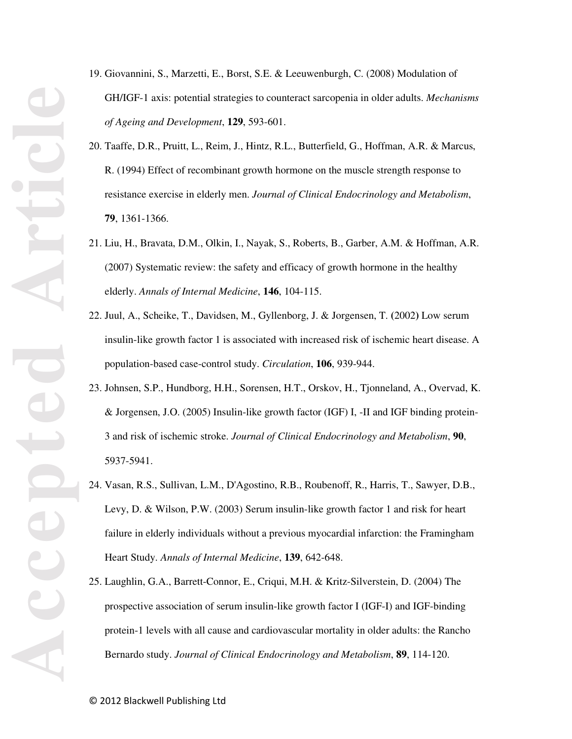19. Giovannini, S., Marzetti, E., Borst, S.E. & Leeuwenburgh, C. (2008) Modulation of GH/IGF-1 axis: potential strategies to counteract sarcopenia in older adults. *Mechanisms of Ageing and Development*, **129**, 593-601.

20. Taaffe, D.R., Pruitt, L., Reim, J., Hintz, R.L., Butterfield, G., Hoffman, A.R. & Marcus, R. (1994) Effect of recombinant growth hormone on the muscle strength response to resistance exercise in elderly men. *Journal of Clinical Endocrinology and Metabolism*, **79**, 1361-1366.

21. Liu, H., Bravata, D.M., Olkin, I., Nayak, S., Roberts, B., Garber, A.M. & Hoffman, A.R. (2007) Systematic review: the safety and efficacy of growth hormone in the healthy elderly. *Annals of Internal Medicine*, **146**, 104-115.

22. Juul, A., Scheike, T., Davidsen, M., Gyllenborg, J. & Jorgensen, T. (2002) Low serum insulin-like growth factor 1 is associated with increased risk of ischemic heart disease. A population-based case-control study. *Circulation*, **106**, 939-944.

23. Johnsen, S.P., Hundborg, H.H., Sorensen, H.T., Orskov, H., Tjonneland, A., Overvad, K. & Jorgensen, J.O. (2005) Insulin-like growth factor (IGF) I, -II and IGF binding protein-3 and risk of ischemic stroke. *Journal of Clinical Endocrinology and Metabolism*, **90**, 5937-5941.

24. Vasan, R.S., Sullivan, L.M., D'Agostino, R.B., Roubenoff, R., Harris, T., Sawyer, D.B., Levy, D. & Wilson, P.W. (2003) Serum insulin-like growth factor 1 and risk for heart failure in elderly individuals without a previous myocardial infarction: the Framingham Heart Study. *Annals of Internal Medicine*, **139**, 642-648.

25. Laughlin, G.A., Barrett-Connor, E., Criqui, M.H. & Kritz-Silverstein, D. (2004) The prospective association of serum insulin-like growth factor I (IGF-I) and IGF-binding protein-1 levels with all cause and cardiovascular mortality in older adults: the Rancho Bernardo study. *Journal of Clinical Endocrinology and Metabolism*, **89**, 114-120.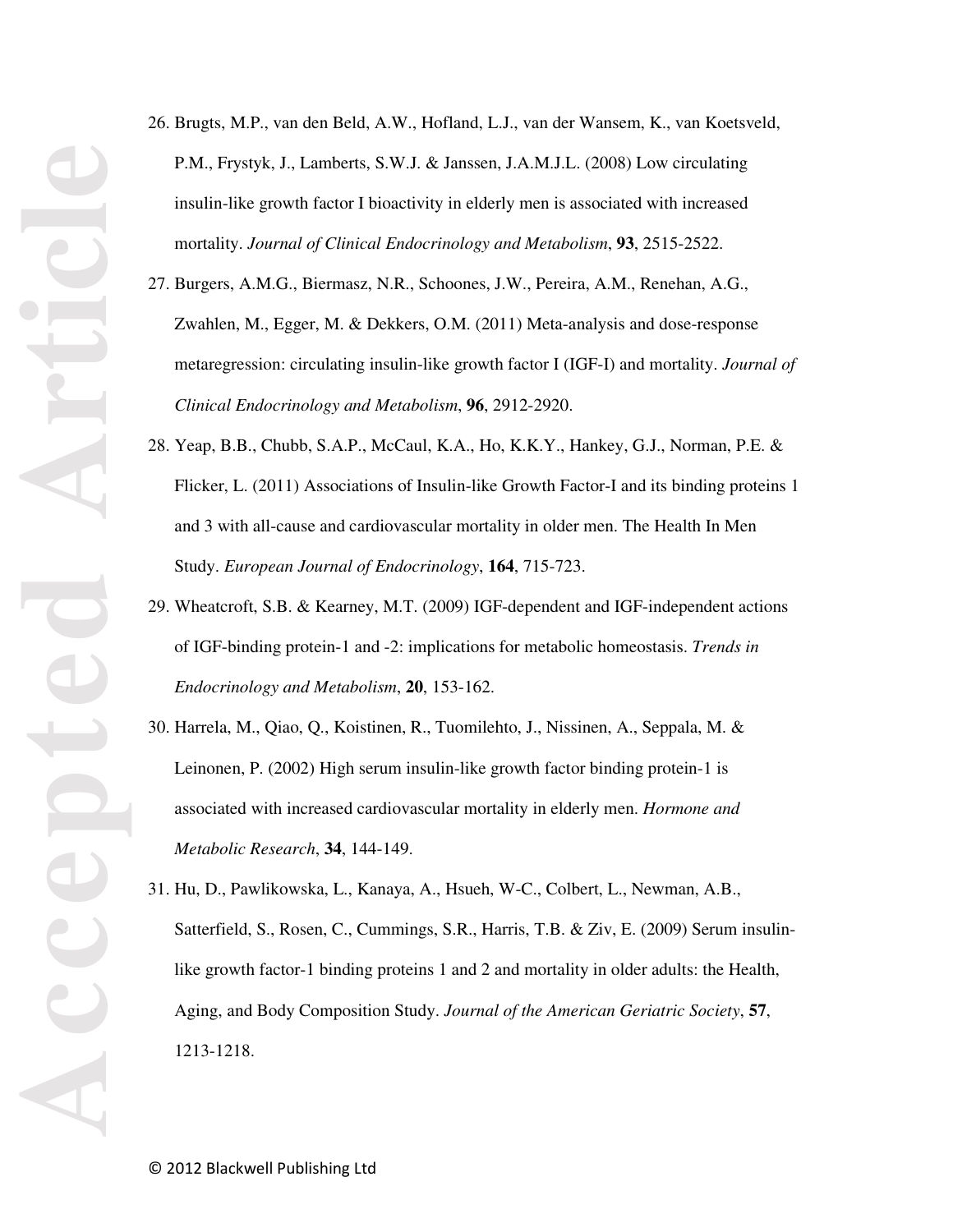26. Brugts, M.P., van den Beld, A.W., Hofland, L.J., van der Wansem, K., van Koetsveld, P.M., Frystyk, J., Lamberts, S.W.J. & Janssen, J.A.M.J.L. (2008) Low circulating insulin-like growth factor I bioactivity in elderly men is associated with increased mortality. *Journal of Clinical Endocrinology and Metabolism*, **93**, 2515-2522.
27. Burgers, A.M.G., Biermasz, N.R., Schoones, J.W., Pereira, A.M., Renehan, A.G., Zwahlen, M., Egger, M. & Dekkers, O.M. (2011) Meta-analysis and dose-response metaregression: circulating insulin-like growth factor I (IGF-I) and mortality. *Journal of Clinical Endocrinology and Metabolism*, **96**, 2912-2920.
28. Yeap, B.B., Chubb, S.A.P., McCaul, K.A., Ho, K.K.Y., Hankey, G.J., Norman, P.E. & Flicker, L. (2011) Associations of Insulin-like Growth Factor-I and its binding proteins 1 and 3 with all-cause and cardiovascular mortality in older men. The Health In Men Study. *European Journal of Endocrinology*, **164**, 715-723.
29. Wheatcroft, S.B. & Kearney, M.T. (2009) IGF-dependent and IGF-independent actions of IGF-binding protein-1 and -2: implications for metabolic homeostasis. *Trends in Endocrinology and Metabolism*, **20**, 153-162.
30. Harrela, M., Qiao, Q., Koistinen, R., Tuomilehto, J., Nissinen, A., Seppala, M. & Leinonen, P. (2002) High serum insulin-like growth factor binding protein-1 is associated with increased cardiovascular mortality in elderly men. *Hormone and Metabolic Research*, **34**, 144-149.
31. Hu, D., Pawlikowska, L., Kanaya, A., Hsueh, W-C., Colbert, L., Newman, A.B., Satterfield, S., Rosen, C., Cummings, S.R., Harris, T.B. & Ziv, E. (2009) Serum insulin-like growth factor-1 binding proteins 1 and 2 and mortality in older adults: the Health, Aging, and Body Composition Study. *Journal of the American Geriatric Society*, **57**, 1213-1218.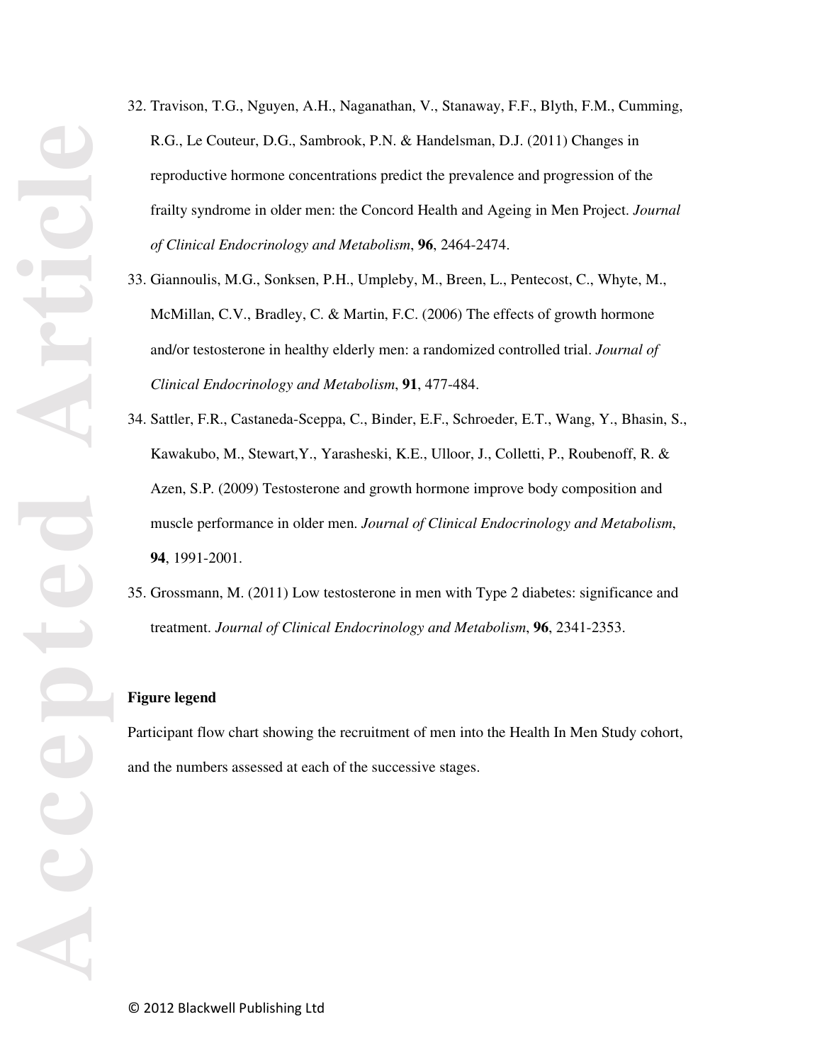32. Travison, T.G., Nguyen, A.H., Naganathan, V., Stanaway, F.F., Blyth, F.M., Cumming, R.G., Le Couteur, D.G., Sambrook, P.N. & Handelsman, D.J. (2011) Changes in reproductive hormone concentrations predict the prevalence and progression of the frailty syndrome in older men: the Concord Health and Ageing in Men Project. *Journal of Clinical Endocrinology and Metabolism*, **96**, 2464-2474.
33. Giannoulis, M.G., Sonksen, P.H., Umpleby, M., Breen, L., Pentecost, C., Whyte, M., McMillan, C.V., Bradley, C. & Martin, F.C. (2006) The effects of growth hormone and/or testosterone in healthy elderly men: a randomized controlled trial. *Journal of Clinical Endocrinology and Metabolism*, **91**, 477-484.
34. Sattler, F.R., Castaneda-Sceppa, C., Binder, E.F., Schroeder, E.T., Wang, Y., Bhasin, S., Kawakubo, M., Stewart,Y., Yarasheski, K.E., Ulloor, J., Colletti, P., Roubenoff, R. & Azen, S.P. (2009) Testosterone and growth hormone improve body composition and muscle performance in older men. *Journal of Clinical Endocrinology and Metabolism*, **94**, 1991-2001.
35. Grossmann, M. (2011) Low testosterone in men with Type 2 diabetes: significance and treatment. *Journal of Clinical Endocrinology and Metabolism*, **96**, 2341-2353.

**Figure legend**

Participant flow chart showing the recruitment of men into the Health In Men Study cohort, and the numbers assessed at each of the successive stages.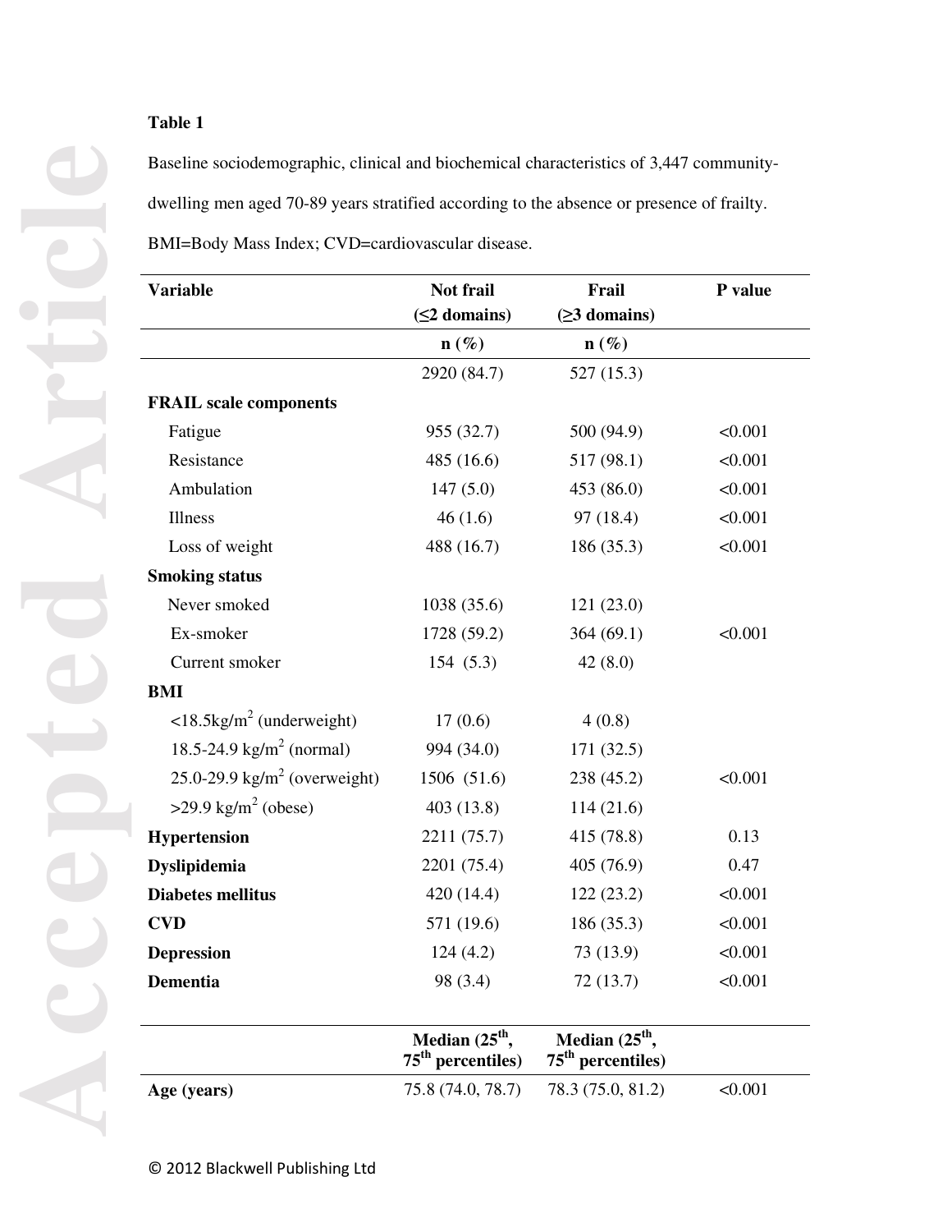**Table 1**

Baseline sociodemographic, clinical and biochemical characteristics of 3,447 community-dwelling men aged 70-89 years stratified according to the absence or presence of frailty. BMI=Body Mass Index; CVD=cardiovascular disease.

| Variable | Not frail (≤2 domains) | Frail (≥3 domains) | P value |
|---|---|---|---|
| | n (%) | n (%) | |
| | 2920 (84.7) | 527 (15.3) | |
| **FRAIL scale components** | | | |
| Fatigue | 955 (32.7) | 500 (94.9) | <0.001 |
| Resistance | 485 (16.6) | 517 (98.1) | <0.001 |
| Ambulation | 147 (5.0) | 453 (86.0) | <0.001 |
| Illness | 46 (1.6) | 97 (18.4) | <0.001 |
| Loss of weight | 488 (16.7) | 186 (35.3) | <0.001 |
| **Smoking status** | | | |
| Never smoked | 1038 (35.6) | 121 (23.0) | |
| Ex-smoker | 1728 (59.2) | 364 (69.1) | <0.001 |
| Current smoker | 154 (5.3) | 42 (8.0) | |
| **BMI** | | | |
| <18.5kg/m$^2$ (underweight) | 17 (0.6) | 4 (0.8) | |
| 18.5-24.9 kg/m$^2$ (normal) | 994 (34.0) | 171 (32.5) | |
| 25.0-29.9 kg/m$^2$ (overweight) | 1506 (51.6) | 238 (45.2) | <0.001 |
| >29.9 kg/m$^2$ (obese) | 403 (13.8) | 114 (21.6) | |
| **Hypertension** | 2211 (75.7) | 415 (78.8) | 0.13 |
| **Dyslipidemia** | 2201 (75.4) | 405 (76.9) | 0.47 |
| **Diabetes mellitus** | 420 (14.4) | 122 (23.2) | <0.001 |
| **CVD** | 571 (19.6) | 186 (35.3) | <0.001 |
| **Depression** | 124 (4.2) | 73 (13.9) | <0.001 |
| **Dementia** | 98 (3.4) | 72 (13.7) | <0.001 |
| | Median (25$^{th}$, 75$^{th}$ percentiles) | Median (25$^{th}$, 75$^{th}$ percentiles) | |
| **Age (years)** | 75.8 (74.0, 78.7) | 78.3 (75.0, 81.2) | <0.001 |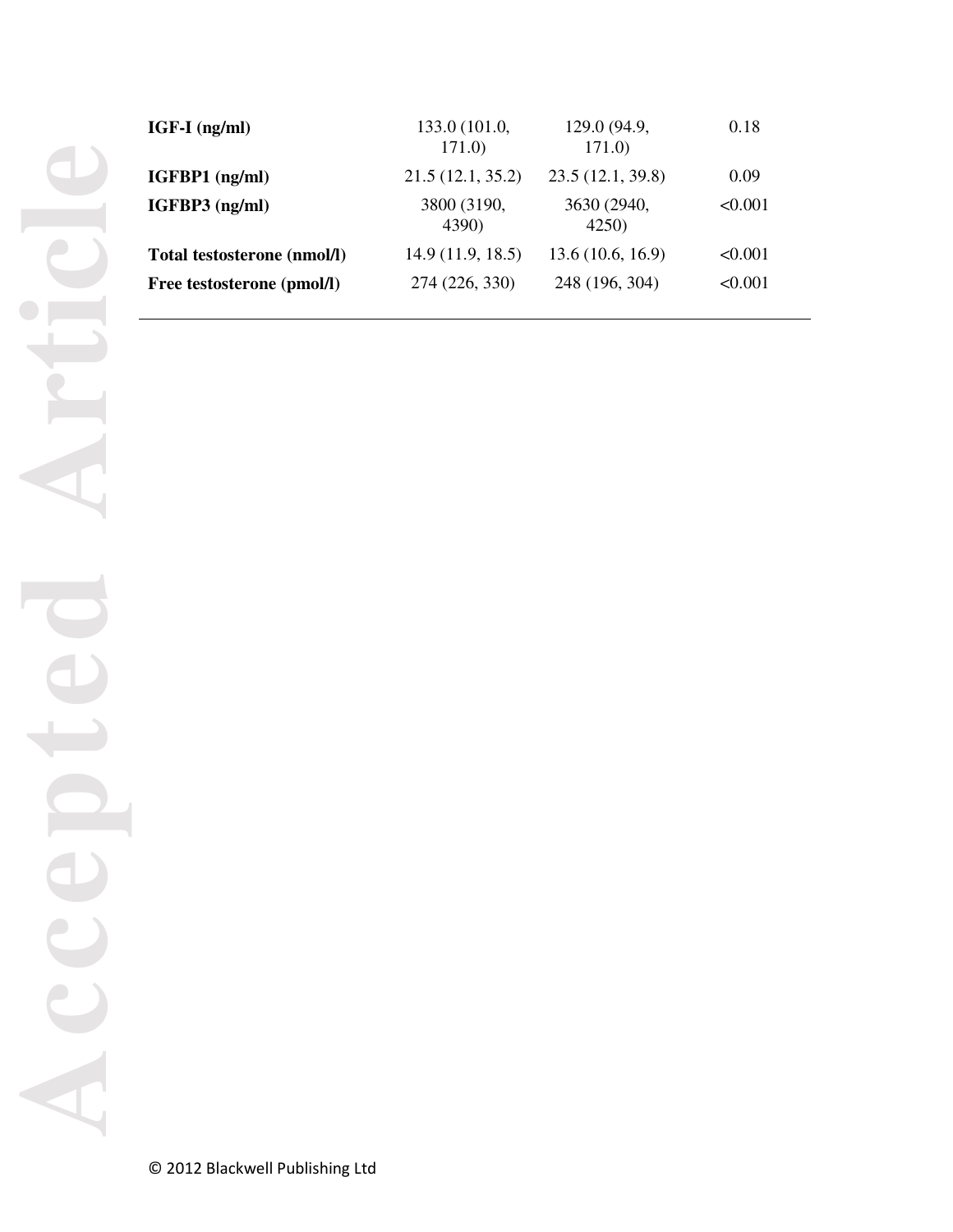| | | | |
|---|---|---|---|
| **IGF-I (ng/ml)** | 133.0 (101.0, 171.0) | 129.0 (94.9, 171.0) | 0.18 |
| **IGFBP1 (ng/ml)** | 21.5 (12.1, 35.2) | 23.5 (12.1, 39.8) | 0.09 |
| **IGFBP3 (ng/ml)** | 3800 (3190, 4390) | 3630 (2940, 4250) | <0.001 |
| **Total testosterone (nmol/l)** | 14.9 (11.9, 18.5) | 13.6 (10.6, 16.9) | <0.001 |
| **Free testosterone (pmol/l)** | 274 (226, 330) | 248 (196, 304) | <0.001 |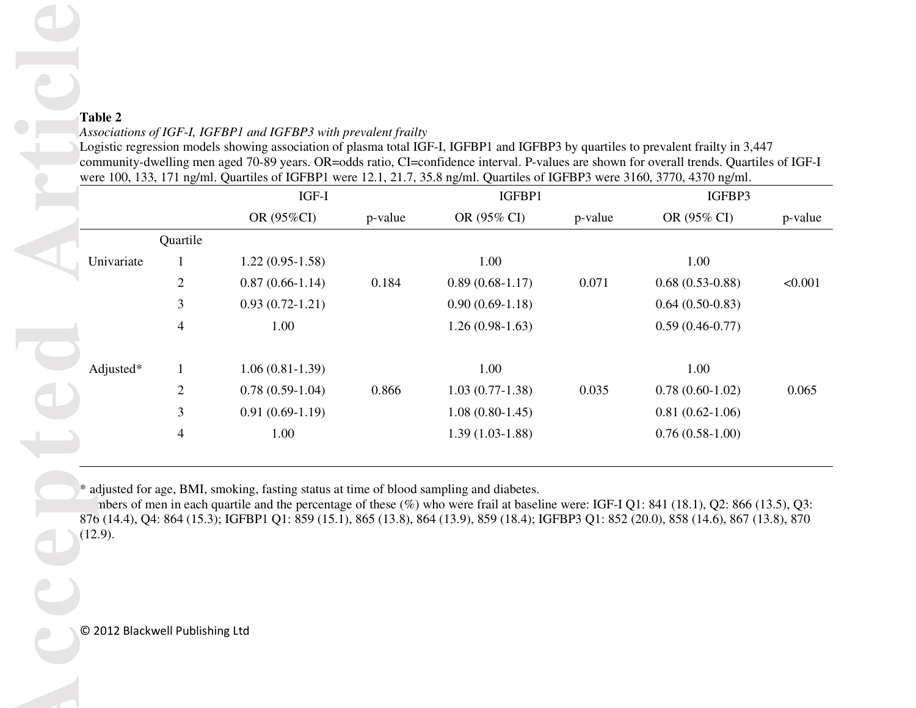**Table 2**

*Associations of IGF-I, IGFBP1 and IGFBP3 with prevalent frailty*

Logistic regression models showing association of plasma total IGF-I, IGFBP1 and IGFBP3 by quartiles to prevalent frailty in 3,447 community-dwelling men aged 70-89 years. OR=odds ratio, CI=confidence interval. P-values are shown for overall trends. Quartiles of IGF-I were 100, 133, 171 ng/ml. Quartiles of IGFBP1 were 12.1, 21.7, 35.8 ng/ml. Quartiles of IGFBP3 were 3160, 3770, 4370 ng/ml.

| | | IGF-I | | IGFBP1 | | IGFBP3 | |
|---|---|---|---|---|---|---|---|
| | | OR (95%CI) | p-value | OR (95% CI) | p-value | OR (95% CI) | p-value |
| | Quartile | | | | | | |
| Univariate | 1 | 1.22 (0.95-1.58) | | 1.00 | | 1.00 | |
| | 2 | 0.87 (0.66-1.14) | 0.184 | 0.89 (0.68-1.17) | 0.071 | 0.68 (0.53-0.88) | <0.001 |
| | 3 | 0.93 (0.72-1.21) | | 0.90 (0.69-1.18) | | 0.64 (0.50-0.83) | |
| | 4 | 1.00 | | 1.26 (0.98-1.63) | | 0.59 (0.46-0.77) | |
| Adjusted* | 1 | 1.06 (0.81-1.39) | | 1.00 | | 1.00 | |
| | 2 | 0.78 (0.59-1.04) | 0.866 | 1.03 (0.77-1.38) | 0.035 | 0.78 (0.60-1.02) | 0.065 |
| | 3 | 0.91 (0.69-1.19) | | 1.08 (0.80-1.45) | | 0.81 (0.62-1.06) | |
| | 4 | 1.00 | | 1.39 (1.03-1.88) | | 0.76 (0.58-1.00) | |

* adjusted for age, BMI, smoking, fasting status at time of blood sampling and diabetes.

Numbers of men in each quartile and the percentage of these (%) who were frail at baseline were: IGF-I Q1: 841 (18.1), Q2: 866 (13.5), Q3: 876 (14.4), Q4: 864 (15.3); IGFBP1 Q1: 859 (15.1), 865 (13.8), 864 (13.9), 859 (18.4); IGFBP3 Q1: 852 (20.0), 858 (14.6), 867 (13.8), 870 (12.9).

© 2012 Blackwell Publishing Ltd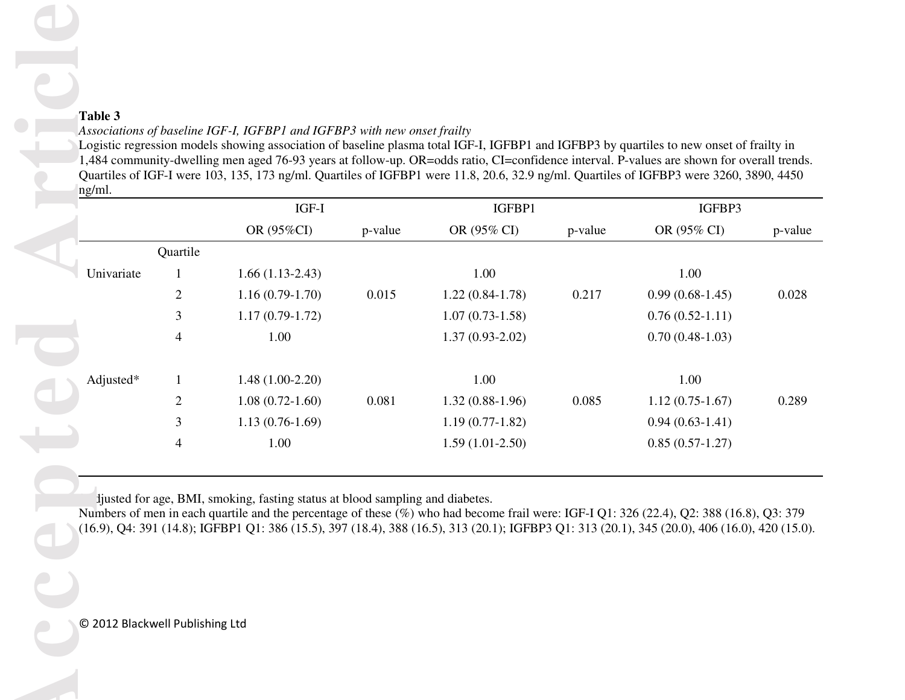**Table 3**

*Associations of baseline IGF-I, IGFBP1 and IGFBP3 with new onset frailty*

Logistic regression models showing association of baseline plasma total IGF-I, IGFBP1 and IGFBP3 by quartiles to new onset of frailty in 1,484 community-dwelling men aged 76-93 years at follow-up. OR=odds ratio, CI=confidence interval. P-values are shown for overall trends. Quartiles of IGF-I were 103, 135, 173 ng/ml. Quartiles of IGFBP1 were 11.8, 20.6, 32.9 ng/ml. Quartiles of IGFBP3 were 3260, 3890, 4450 ng/ml.

| | | IGF-I | | IGFBP1 | | IGFBP3 | |
|---|---|---|---|---|---|---|---|
| | | OR (95%CI) | p-value | OR (95% CI) | p-value | OR (95% CI) | p-value |
| | Quartile | | | | | | |
| Univariate | 1 | 1.66 (1.13-2.43) | | 1.00 | | 1.00 | |
| | 2 | 1.16 (0.79-1.70) | 0.015 | 1.22 (0.84-1.78) | 0.217 | 0.99 (0.68-1.45) | 0.028 |
| | 3 | 1.17 (0.79-1.72) | | 1.07 (0.73-1.58) | | 0.76 (0.52-1.11) | |
| | 4 | 1.00 | | 1.37 (0.93-2.02) | | 0.70 (0.48-1.03) | |
| Adjusted* | 1 | 1.48 (1.00-2.20) | | 1.00 | | 1.00 | |
| | 2 | 1.08 (0.72-1.60) | 0.081 | 1.32 (0.88-1.96) | 0.085 | 1.12 (0.75-1.67) | 0.289 |
| | 3 | 1.13 (0.76-1.69) | | 1.19 (0.77-1.82) | | 0.94 (0.63-1.41) | |
| | 4 | 1.00 | | 1.59 (1.01-2.50) | | 0.85 (0.57-1.27) | |

*Adjusted for age, BMI, smoking, fasting status at blood sampling and diabetes.

Numbers of men in each quartile and the percentage of these (%) who had become frail were: IGF-I Q1: 326 (22.4), Q2: 388 (16.8), Q3: 379 (16.9), Q4: 391 (14.8); IGFBP1 Q1: 386 (15.5), 397 (18.4), 388 (16.5), 313 (20.1); IGFBP3 Q1: 313 (20.1), 345 (20.0), 406 (16.0), 420 (15.0).

© 2012 Blackwell Publishing Ltd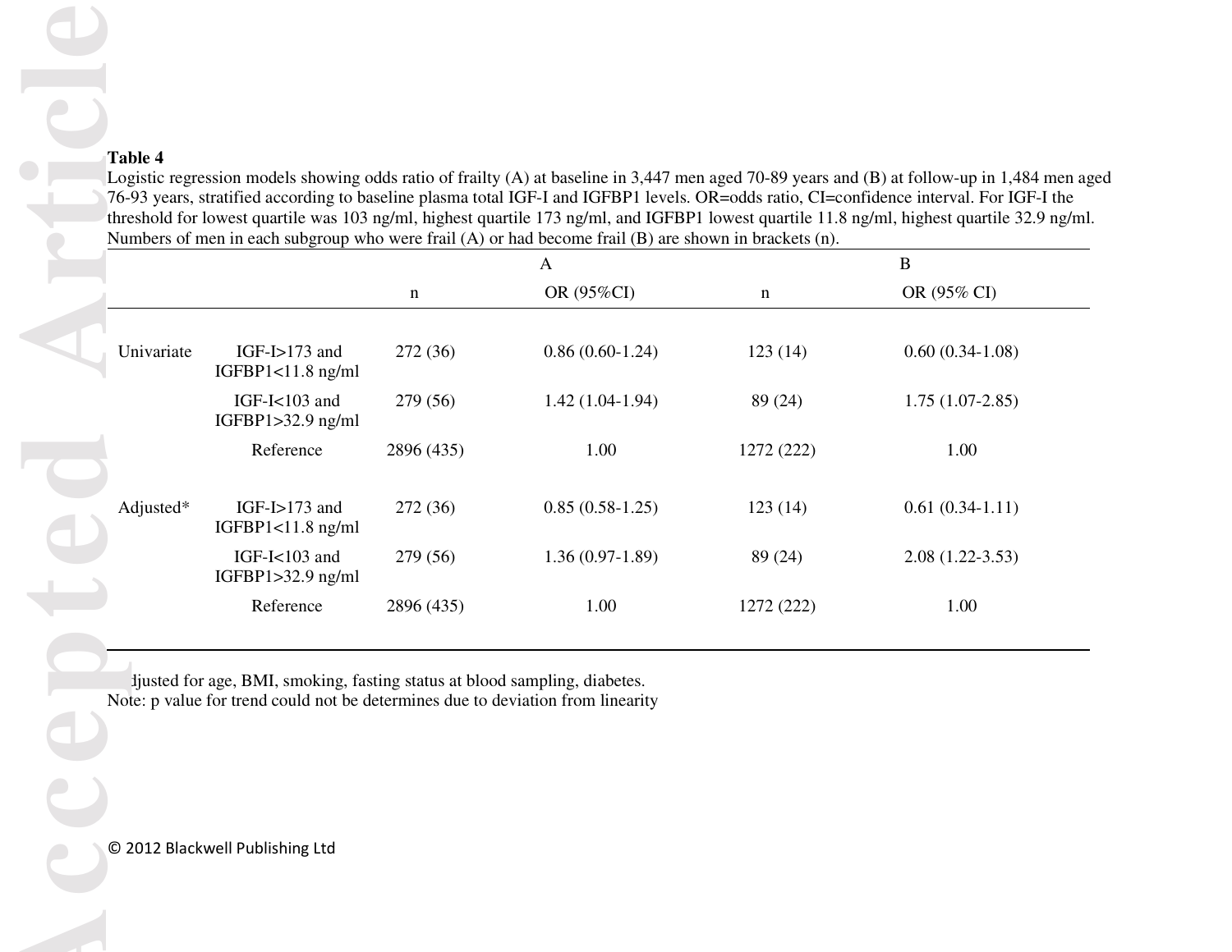**Table 4**

Logistic regression models showing odds ratio of frailty (A) at baseline in 3,447 men aged 70-89 years and (B) at follow-up in 1,484 men aged 76-93 years, stratified according to baseline plasma total IGF-I and IGFBP1 levels. OR=odds ratio, CI=confidence interval. For IGF-I the threshold for lowest quartile was 103 ng/ml, highest quartile 173 ng/ml, and IGFBP1 lowest quartile 11.8 ng/ml, highest quartile 32.9 ng/ml. Numbers of men in each subgroup who were frail (A) or had become frail (B) are shown in brackets (n).

| | | A | | B | |
|---|---|---|---|---|---|
| | | n | OR (95%CI) | n | OR (95% CI) |
| Univariate | IGF-I>173 and IGFBP1<11.8 ng/ml | 272 (36) | 0.86 (0.60-1.24) | 123 (14) | 0.60 (0.34-1.08) |
| | IGF-I<103 and IGFBP1>32.9 ng/ml | 279 (56) | 1.42 (1.04-1.94) | 89 (24) | 1.75 (1.07-2.85) |
| | Reference | 2896 (435) | 1.00 | 1272 (222) | 1.00 |
| Adjusted* | IGF-I>173 and IGFBP1<11.8 ng/ml | 272 (36) | 0.85 (0.58-1.25) | 123 (14) | 0.61 (0.34-1.11) |
| | IGF-I<103 and IGFBP1>32.9 ng/ml | 279 (56) | 1.36 (0.97-1.89) | 89 (24) | 2.08 (1.22-3.53) |
| | Reference | 2896 (435) | 1.00 | 1272 (222) | 1.00 |

*Adjusted for age, BMI, smoking, fasting status at blood sampling, diabetes.

Note: p value for trend could not be determines due to deviation from linearity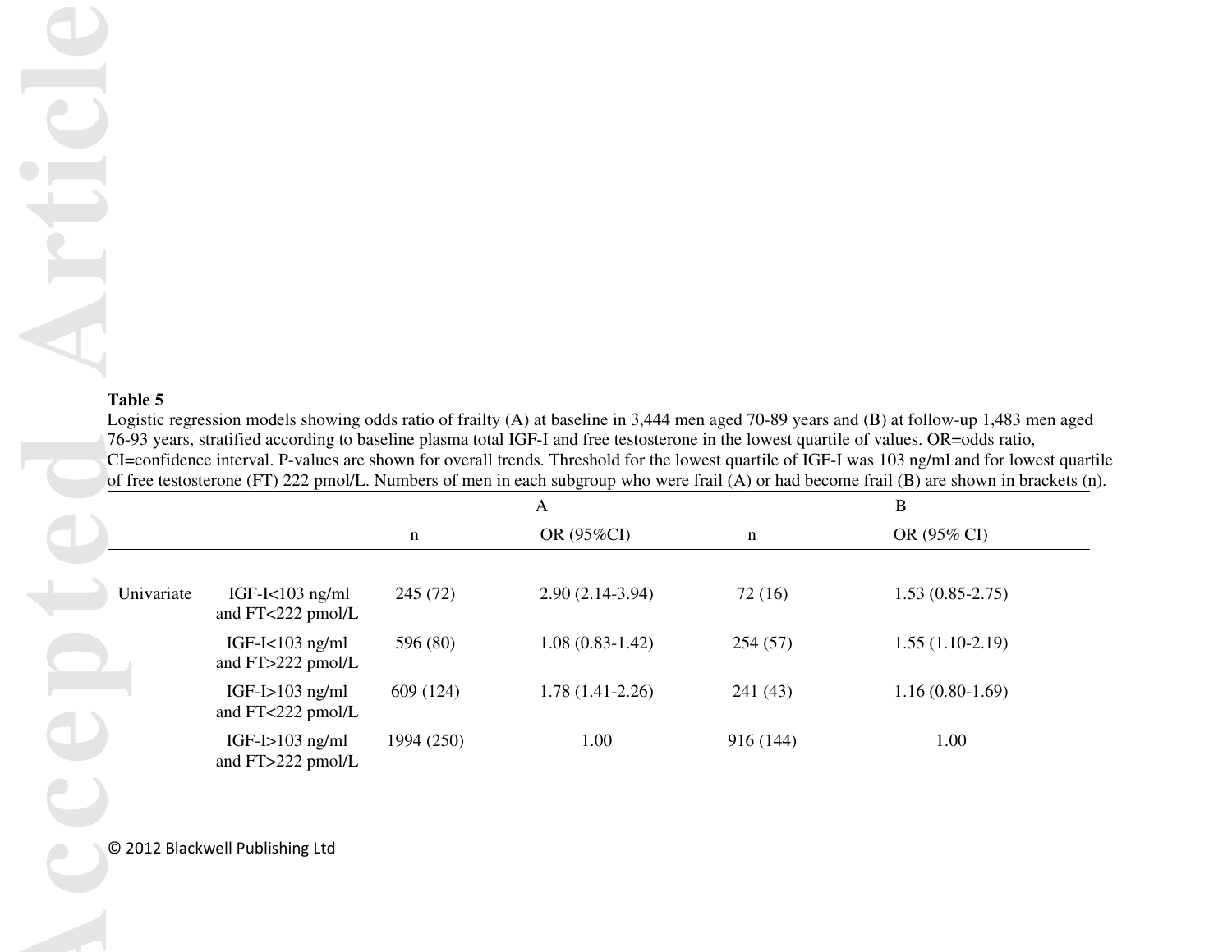**Table 5**

Logistic regression models showing odds ratio of frailty (A) at baseline in 3,444 men aged 70-89 years and (B) at follow-up 1,483 men aged 76-93 years, stratified according to baseline plasma total IGF-I and free testosterone in the lowest quartile of values. OR=odds ratio, CI=confidence interval. P-values are shown for overall trends. Threshold for the lowest quartile of IGF-I was 103 ng/ml and for lowest quartile of free testosterone (FT) 222 pmol/L. Numbers of men in each subgroup who were frail (A) or had become frail (B) are shown in brackets (n).

| | | A | | B | |
|---|---|---|---|---|---|
| | | n | OR (95%CI) | n | OR (95% CI) |
| Univariate | IGF-I<103 ng/ml and FT<222 pmol/L | 245 (72) | 2.90 (2.14-3.94) | 72 (16) | 1.53 (0.85-2.75) |
| | IGF-I<103 ng/ml and FT>222 pmol/L | 596 (80) | 1.08 (0.83-1.42) | 254 (57) | 1.55 (1.10-2.19) |
| | IGF-I>103 ng/ml and FT<222 pmol/L | 609 (124) | 1.78 (1.41-2.26) | 241 (43) | 1.16 (0.80-1.69) |
| | IGF-I>103 ng/ml and FT>222 pmol/L | 1994 (250) | 1.00 | 916 (144) | 1.00 |

© 2012 Blackwell Publishing Ltd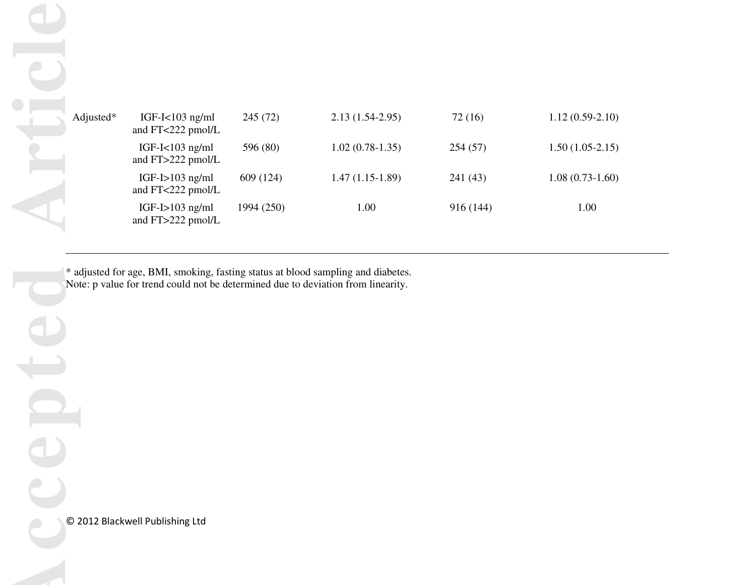| | | | | | |
|---|---|---|---|---|---|
| Adjusted* | IGF-I<103 ng/ml and FT<222 pmol/L | 245 (72) | 2.13 (1.54-2.95) | 72 (16) | 1.12 (0.59-2.10) |
| | IGF-I<103 ng/ml and FT>222 pmol/L | 596 (80) | 1.02 (0.78-1.35) | 254 (57) | 1.50 (1.05-2.15) |
| | IGF-I>103 ng/ml and FT<222 pmol/L | 609 (124) | 1.47 (1.15-1.89) | 241 (43) | 1.08 (0.73-1.60) |
| | IGF-I>103 ng/ml and FT>222 pmol/L | 1994 (250) | 1.00 | 916 (144) | 1.00 |

* adjusted for age, BMI, smoking, fasting status at blood sampling and diabetes.
Note: p value for trend could not be determined due to deviation from linearity.

© 2012 Blackwell Publishing Ltd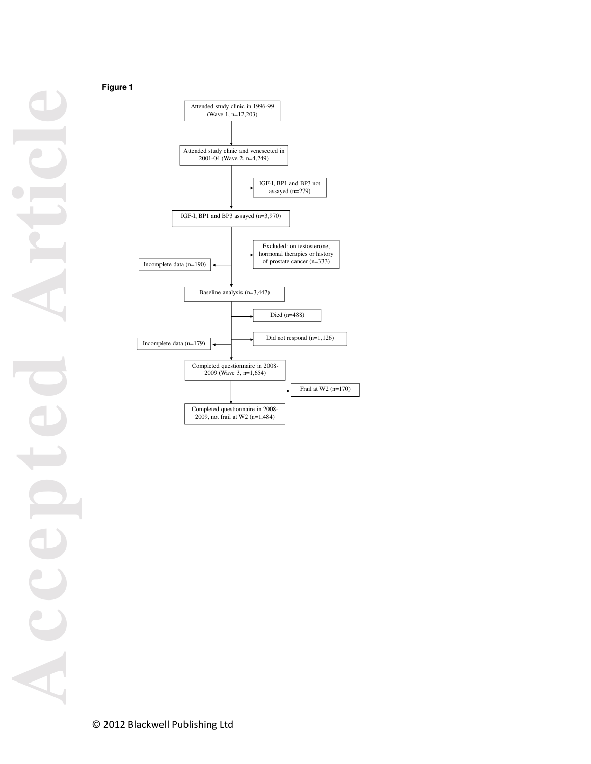**Figure 1**

Attended study clinic in 1996-99 (Wave 1, n=12,203)

Attended study clinic and venesected in 2001-04 (Wave 2, n=4,249)

IGF-I, BP1 and BP3 not assayed (n=279)

IGF-I, BP1 and BP3 assayed (n=3,970)

Excluded: on testosterone, hormonal therapies or history of prostate cancer (n=333)

Incomplete data (n=190)

Baseline analysis (n=3,447)

Died (n=488)

Did not respond (n=1,126)

Incomplete data (n=179)

Completed questionnaire in 2008-2009 (Wave 3, n=1,654)

Frail at W2 (n=170)

Completed questionnaire in 2008-2009, not frail at W2 (n=1,484)